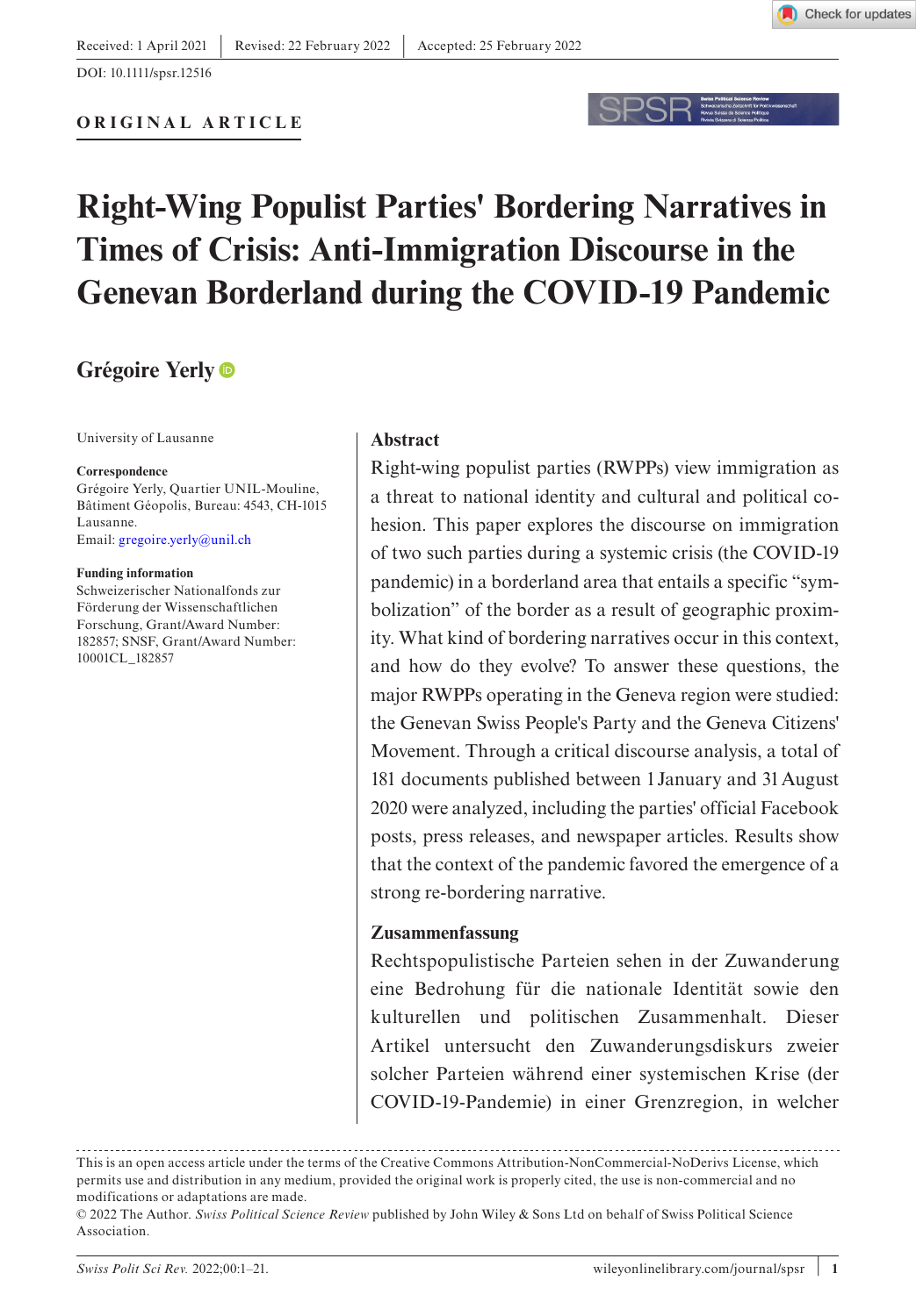Received: 1 April 2021 | Revised: 22 February 2022 | Accepted: 25 February 2022

DOI: 10.1111/spsr.12516

**ORIGINAL ARTICLE**

# Right-Wing Populist Parties' Bordering Narratives in Times of Crisis: Anti-Immigration Discourse in the Genevan Borderland during the COVID-19 Pandemic

**Grégoire Yerly**

University of Lausanne

**Correspondence**
Grégoire Yerly, Quartier UNIL-Mouline, Bâtiment Géopolis, Bureau: 4543, CH-1015 Lausanne.
Email: gregoire.yerly@unil.ch

**Funding information**
Schweizerischer Nationalfonds zur Förderung der Wissenschaftlichen Forschung, Grant/Award Number: 182857; SNSF, Grant/Award Number: 10001CL_182857

## Abstract

Right-wing populist parties (RWPPs) view immigration as a threat to national identity and cultural and political cohesion. This paper explores the discourse on immigration of two such parties during a systemic crisis (the COVID-19 pandemic) in a borderland area that entails a specific "symbolization" of the border as a result of geographic proximity. What kind of bordering narratives occur in this context, and how do they evolve? To answer these questions, the major RWPPs operating in the Geneva region were studied: the Genevan Swiss People's Party and the Geneva Citizens' Movement. Through a critical discourse analysis, a total of 181 documents published between 1 January and 31 August 2020 were analyzed, including the parties' official Facebook posts, press releases, and newspaper articles. Results show that the context of the pandemic favored the emergence of a strong re-bordering narrative.

## Zusammenfassung

Rechtspopulistische Parteien sehen in der Zuwanderung eine Bedrohung für die nationale Identität sowie den kulturellen und politischen Zusammenhalt. Dieser Artikel untersucht den Zuwanderungsdiskurs zweier solcher Parteien während einer systemischen Krise (der COVID-19-Pandemie) in einer Grenzregion, in welcher

This is an open access article under the terms of the Creative Commons Attribution-NonCommercial-NoDerivs License, which permits use and distribution in any medium, provided the original work is properly cited, the use is non-commercial and no modifications or adaptations are made.
© 2022 The Author. *Swiss Political Science Review* published by John Wiley & Sons Ltd on behalf of Swiss Political Science Association.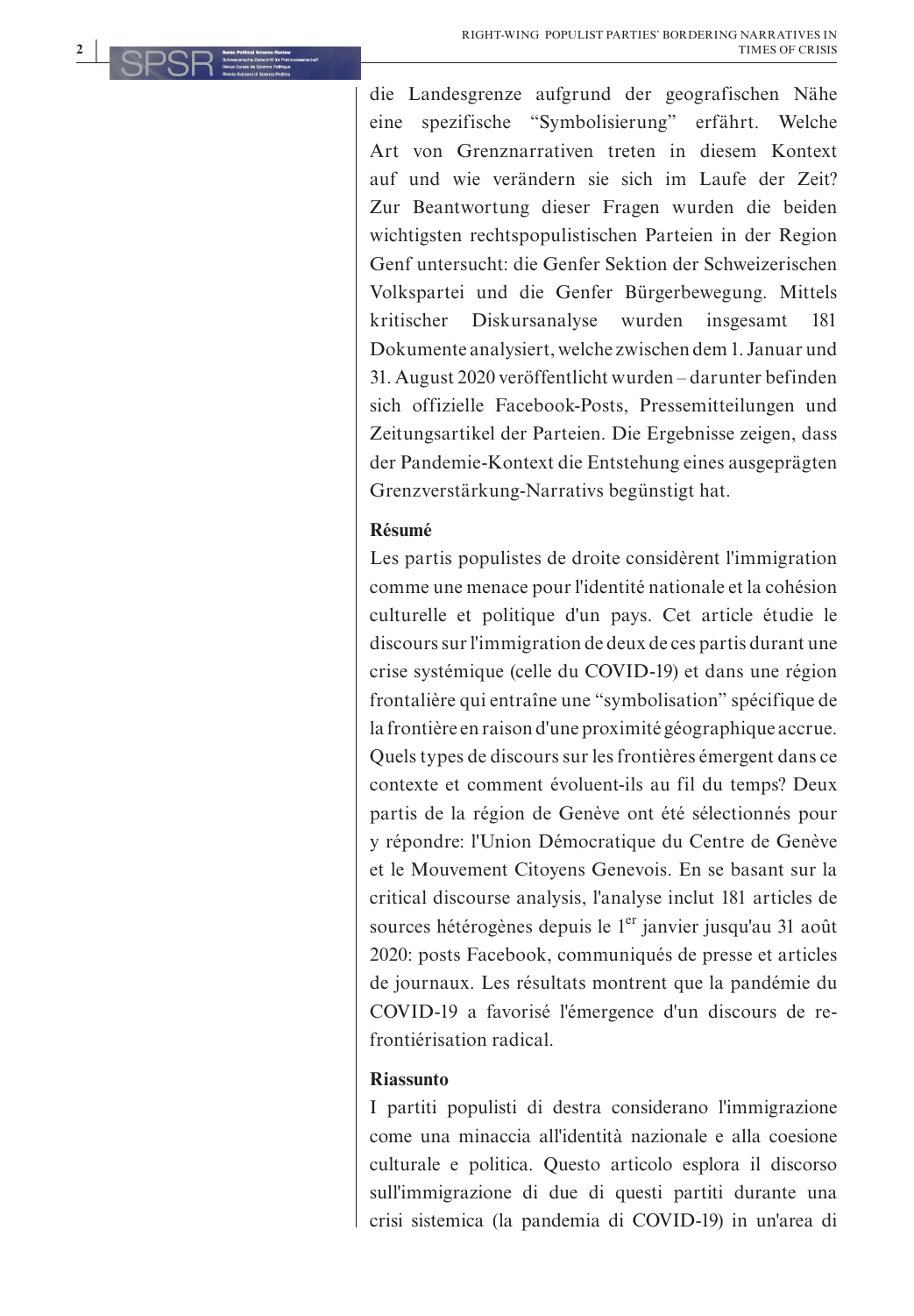die Landesgrenze aufgrund der geografischen Nähe eine spezifische "Symbolisierung" erfährt. Welche Art von Grenznarrativen treten in diesem Kontext auf und wie verändern sie sich im Laufe der Zeit? Zur Beantwortung dieser Fragen wurden die beiden wichtigsten rechtspopulistischen Parteien in der Region Genf untersucht: die Genfer Sektion der Schweizerischen Volkspartei und die Genfer Bürgerbewegung. Mittels kritischer Diskursanalyse wurden insgesamt 181 Dokumente analysiert, welche zwischen dem 1. Januar und 31. August 2020 veröffentlicht wurden – darunter befinden sich offizielle Facebook-Posts, Pressemitteilungen und Zeitungsartikel der Parteien. Die Ergebnisse zeigen, dass der Pandemie-Kontext die Entstehung eines ausgeprägten Grenzverstärkung-Narrativs begünstigt hat.

**Résumé**

Les partis populistes de droite considèrent l'immigration comme une menace pour l'identité nationale et la cohésion culturelle et politique d'un pays. Cet article étudie le discours sur l'immigration de deux de ces partis durant une crise systémique (celle du COVID-19) et dans une région frontalière qui entraîne une "symbolisation" spécifique de la frontière en raison d'une proximité géographique accrue. Quels types de discours sur les frontières émergent dans ce contexte et comment évoluent-ils au fil du temps? Deux partis de la région de Genève ont été sélectionnés pour y répondre: l'Union Démocratique du Centre de Genève et le Mouvement Citoyens Genevois. En se basant sur la critical discourse analysis, l'analyse inclut 181 articles de sources hétérogènes depuis le 1[er] janvier jusqu'au 31 août 2020: posts Facebook, communiqués de presse et articles de journaux. Les résultats montrent que la pandémie du COVID-19 a favorisé l'émergence d'un discours de re-frontiérisation radical.

**Riassunto**

I partiti populisti di destra considerano l'immigrazione come una minaccia all'identità nazionale e alla coesione culturale e politica. Questo articolo esplora il discorso sull'immigrazione di due di questi partiti durante una crisi sistemica (la pandemia di COVID-19) in un'area di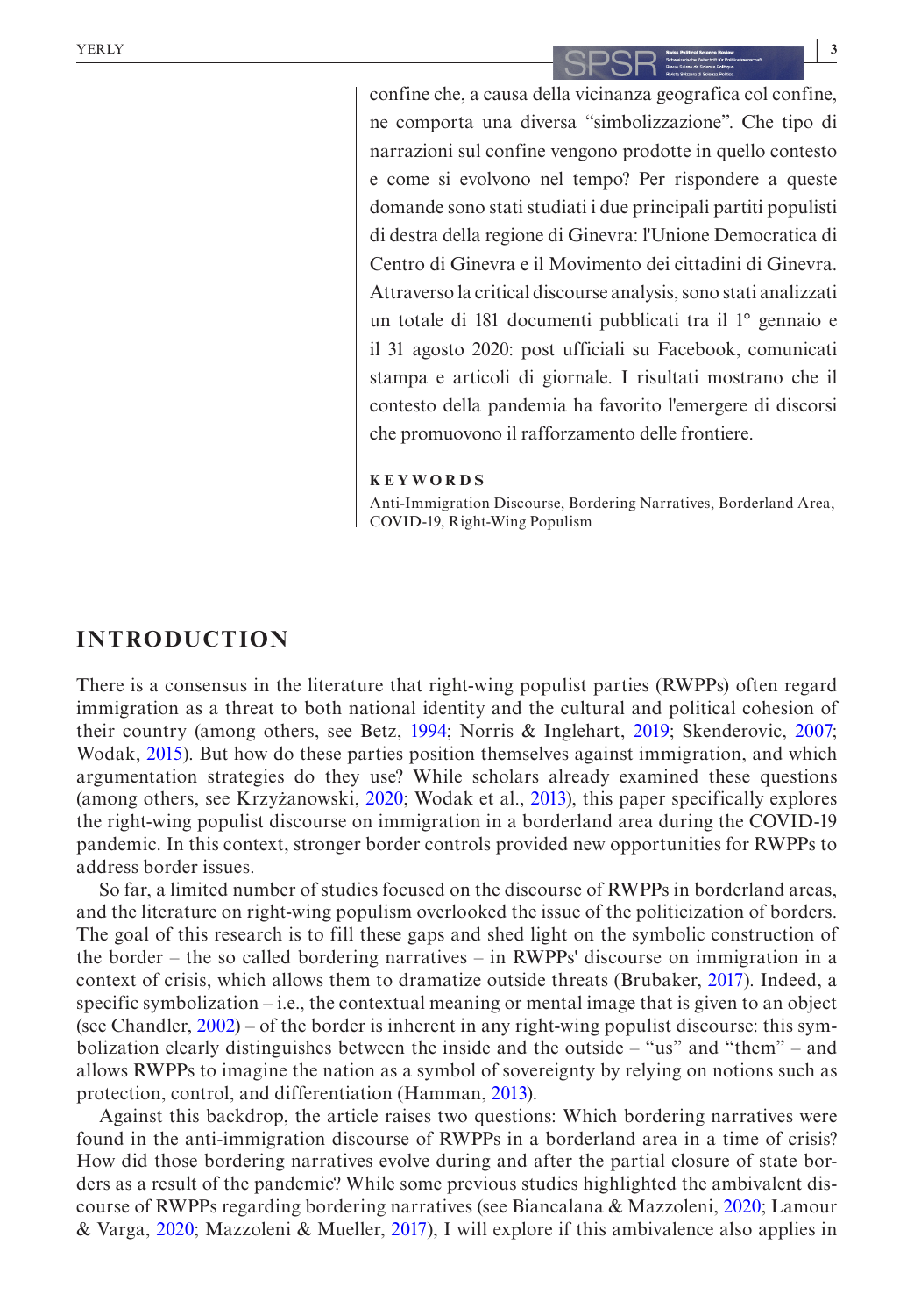confine che, a causa della vicinanza geografica col confine, ne comporta una diversa "simbolizzazione". Che tipo di narrazioni sul confine vengono prodotte in quello contesto e come si evolvono nel tempo? Per rispondere a queste domande sono stati studiati i due principali partiti populisti di destra della regione di Ginevra: l'Unione Democratica di Centro di Ginevra e il Movimento dei cittadini di Ginevra. Attraverso la critical discourse analysis, sono stati analizzati un totale di 181 documenti pubblicati tra il 1° gennaio e il 31 agosto 2020: post ufficiali su Facebook, comunicati stampa e articoli di giornale. I risultati mostrano che il contesto della pandemia ha favorito l'emergere di discorsi che promuovono il rafforzamento delle frontiere.

**KEYWORDS**

Anti-Immigration Discourse, Bordering Narratives, Borderland Area, COVID-19, Right-Wing Populism

# INTRODUCTION

There is a consensus in the literature that right-wing populist parties (RWPPs) often regard immigration as a threat to both national identity and the cultural and political cohesion of their country (among others, see Betz, 1994; Norris & Inglehart, 2019; Skenderovic, 2007; Wodak, 2015). But how do these parties position themselves against immigration, and which argumentation strategies do they use? While scholars already examined these questions (among others, see Krzyżanowski, 2020; Wodak et al., 2013), this paper specifically explores the right-wing populist discourse on immigration in a borderland area during the COVID-19 pandemic. In this context, stronger border controls provided new opportunities for RWPPs to address border issues.

So far, a limited number of studies focused on the discourse of RWPPs in borderland areas, and the literature on right-wing populism overlooked the issue of the politicization of borders. The goal of this research is to fill these gaps and shed light on the symbolic construction of the border – the so called bordering narratives – in RWPPs' discourse on immigration in a context of crisis, which allows them to dramatize outside threats (Brubaker, 2017). Indeed, a specific symbolization – i.e., the contextual meaning or mental image that is given to an object (see Chandler, 2002) – of the border is inherent in any right-wing populist discourse: this symbolization clearly distinguishes between the inside and the outside – "us" and "them" – and allows RWPPs to imagine the nation as a symbol of sovereignty by relying on notions such as protection, control, and differentiation (Hamman, 2013).

Against this backdrop, the article raises two questions: Which bordering narratives were found in the anti-immigration discourse of RWPPs in a borderland area in a time of crisis? How did those bordering narratives evolve during and after the partial closure of state borders as a result of the pandemic? While some previous studies highlighted the ambivalent discourse of RWPPs regarding bordering narratives (see Biancalana & Mazzoleni, 2020; Lamour & Varga, 2020; Mazzoleni & Mueller, 2017), I will explore if this ambivalence also applies in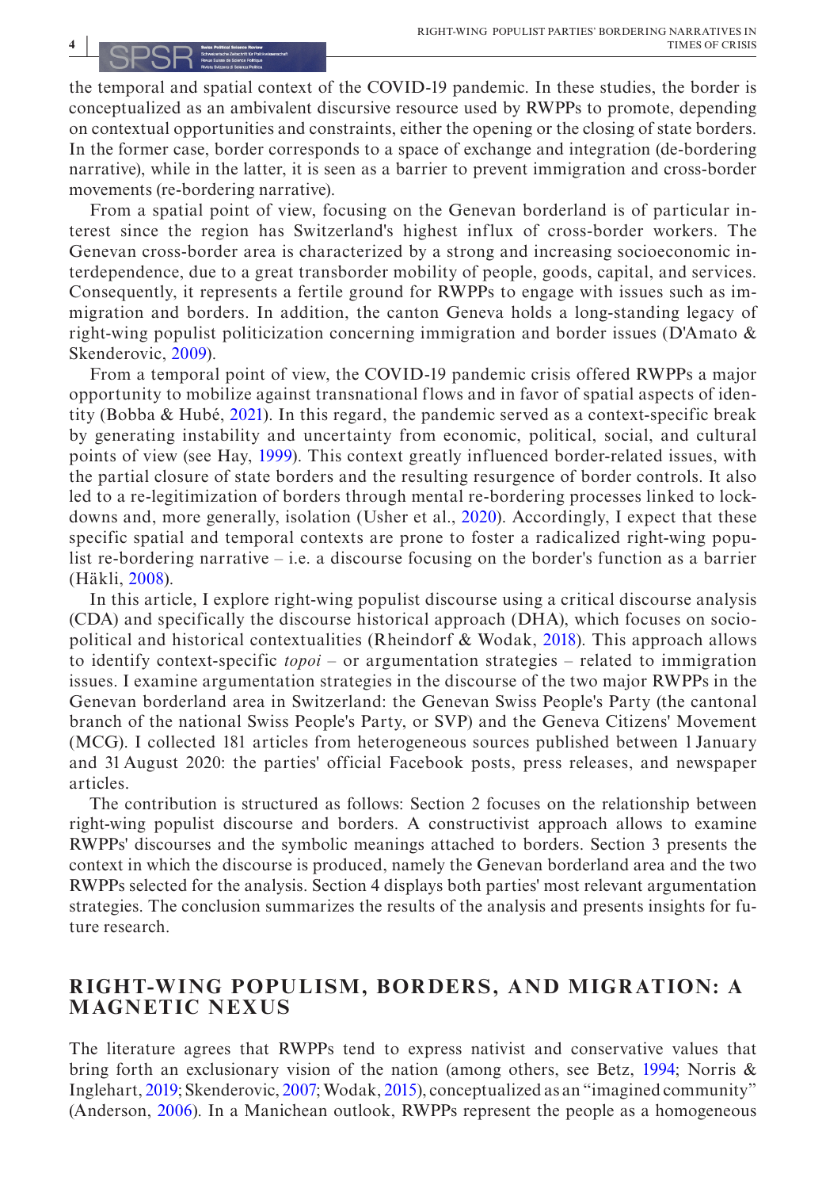the temporal and spatial context of the COVID-19 pandemic. In these studies, the border is conceptualized as an ambivalent discursive resource used by RWPPs to promote, depending on contextual opportunities and constraints, either the opening or the closing of state borders. In the former case, border corresponds to a space of exchange and integration (de-bordering narrative), while in the latter, it is seen as a barrier to prevent immigration and cross-border movements (re-bordering narrative).

From a spatial point of view, focusing on the Genevan borderland is of particular interest since the region has Switzerland's highest influx of cross-border workers. The Genevan cross-border area is characterized by a strong and increasing socioeconomic interdependence, due to a great transborder mobility of people, goods, capital, and services. Consequently, it represents a fertile ground for RWPPs to engage with issues such as immigration and borders. In addition, the canton Geneva holds a long-standing legacy of right-wing populist politicization concerning immigration and border issues (D'Amato & Skenderovic, 2009).

From a temporal point of view, the COVID-19 pandemic crisis offered RWPPs a major opportunity to mobilize against transnational flows and in favor of spatial aspects of identity (Bobba & Hubé, 2021). In this regard, the pandemic served as a context-specific break by generating instability and uncertainty from economic, political, social, and cultural points of view (see Hay, 1999). This context greatly influenced border-related issues, with the partial closure of state borders and the resulting resurgence of border controls. It also led to a re-legitimization of borders through mental re-bordering processes linked to lockdowns and, more generally, isolation (Usher et al., 2020). Accordingly, I expect that these specific spatial and temporal contexts are prone to foster a radicalized right-wing populist re-bordering narrative – i.e. a discourse focusing on the border's function as a barrier (Häkli, 2008).

In this article, I explore right-wing populist discourse using a critical discourse analysis (CDA) and specifically the discourse historical approach (DHA), which focuses on socio-political and historical contextualities (Rheindorf & Wodak, 2018). This approach allows to identify context-specific *topoi* – or argumentation strategies – related to immigration issues. I examine argumentation strategies in the discourse of the two major RWPPs in the Genevan borderland area in Switzerland: the Genevan Swiss People's Party (the cantonal branch of the national Swiss People's Party, or SVP) and the Geneva Citizens' Movement (MCG). I collected 181 articles from heterogeneous sources published between 1 January and 31 August 2020: the parties' official Facebook posts, press releases, and newspaper articles.

The contribution is structured as follows: Section 2 focuses on the relationship between right-wing populist discourse and borders. A constructivist approach allows to examine RWPPs' discourses and the symbolic meanings attached to borders. Section 3 presents the context in which the discourse is produced, namely the Genevan borderland area and the two RWPPs selected for the analysis. Section 4 displays both parties' most relevant argumentation strategies. The conclusion summarizes the results of the analysis and presents insights for future research.

## RIGHT-WING POPULISM, BORDERS, AND MIGRATION: A MAGNETIC NEXUS

The literature agrees that RWPPs tend to express nativist and conservative values that bring forth an exclusionary vision of the nation (among others, see Betz, 1994; Norris & Inglehart, 2019; Skenderovic, 2007; Wodak, 2015), conceptualized as an "imagined community" (Anderson, 2006). In a Manichean outlook, RWPPs represent the people as a homogeneous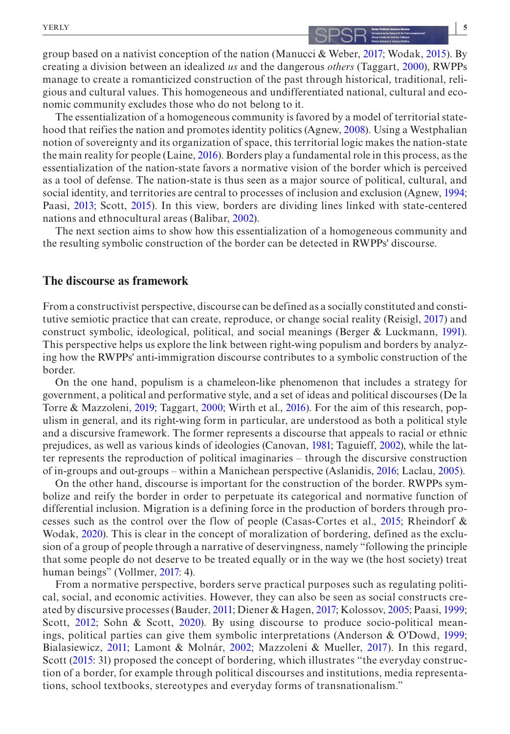group based on a nativist conception of the nation (Manucci & Weber, 2017; Wodak, 2015). By creating a division between an idealized *us* and the dangerous *others* (Taggart, 2000), RWPPs manage to create a romanticized construction of the past through historical, traditional, religious and cultural values. This homogeneous and undifferentiated national, cultural and economic community excludes those who do not belong to it.

The essentialization of a homogeneous community is favored by a model of territorial statehood that reifies the nation and promotes identity politics (Agnew, 2008). Using a Westphalian notion of sovereignty and its organization of space, this territorial logic makes the nation-state the main reality for people (Laine, 2016). Borders play a fundamental role in this process, as the essentialization of the nation-state favors a normative vision of the border which is perceived as a tool of defense. The nation-state is thus seen as a major source of political, cultural, and social identity, and territories are central to processes of inclusion and exclusion (Agnew, 1994; Paasi, 2013; Scott, 2015). In this view, borders are dividing lines linked with state-centered nations and ethnocultural areas (Balibar, 2002).

The next section aims to show how this essentialization of a homogeneous community and the resulting symbolic construction of the border can be detected in RWPPs' discourse.

## The discourse as framework

From a constructivist perspective, discourse can be defined as a socially constituted and constitutive semiotic practice that can create, reproduce, or change social reality (Reisigl, 2017) and construct symbolic, ideological, political, and social meanings (Berger & Luckmann, 1991). This perspective helps us explore the link between right-wing populism and borders by analyzing how the RWPPs' anti-immigration discourse contributes to a symbolic construction of the border.

On the one hand, populism is a chameleon-like phenomenon that includes a strategy for government, a political and performative style, and a set of ideas and political discourses (De la Torre & Mazzoleni, 2019; Taggart, 2000; Wirth et al., 2016). For the aim of this research, populism in general, and its right-wing form in particular, are understood as both a political style and a discursive framework. The former represents a discourse that appeals to racial or ethnic prejudices, as well as various kinds of ideologies (Canovan, 1981; Taguieff, 2002), while the latter represents the reproduction of political imaginaries – through the discursive construction of in-groups and out-groups – within a Manichean perspective (Aslanidis, 2016; Laclau, 2005).

On the other hand, discourse is important for the construction of the border. RWPPs symbolize and reify the border in order to perpetuate its categorical and normative function of differential inclusion. Migration is a defining force in the production of borders through processes such as the control over the flow of people (Casas-Cortes et al., 2015; Rheindorf & Wodak, 2020). This is clear in the concept of moralization of bordering, defined as the exclusion of a group of people through a narrative of deservingness, namely "following the principle that some people do not deserve to be treated equally or in the way we (the host society) treat human beings" (Vollmer, 2017: 4).

From a normative perspective, borders serve practical purposes such as regulating political, social, and economic activities. However, they can also be seen as social constructs created by discursive processes (Bauder, 2011; Diener & Hagen, 2017; Kolossov, 2005; Paasi, 1999; Scott, 2012; Sohn & Scott, 2020). By using discourse to produce socio-political meanings, political parties can give them symbolic interpretations (Anderson & O'Dowd, 1999; Bialasiewicz, 2011; Lamont & Molnár, 2002; Mazzoleni & Mueller, 2017). In this regard, Scott (2015: 31) proposed the concept of bordering, which illustrates "the everyday construction of a border, for example through political discourses and institutions, media representations, school textbooks, stereotypes and everyday forms of transnationalism."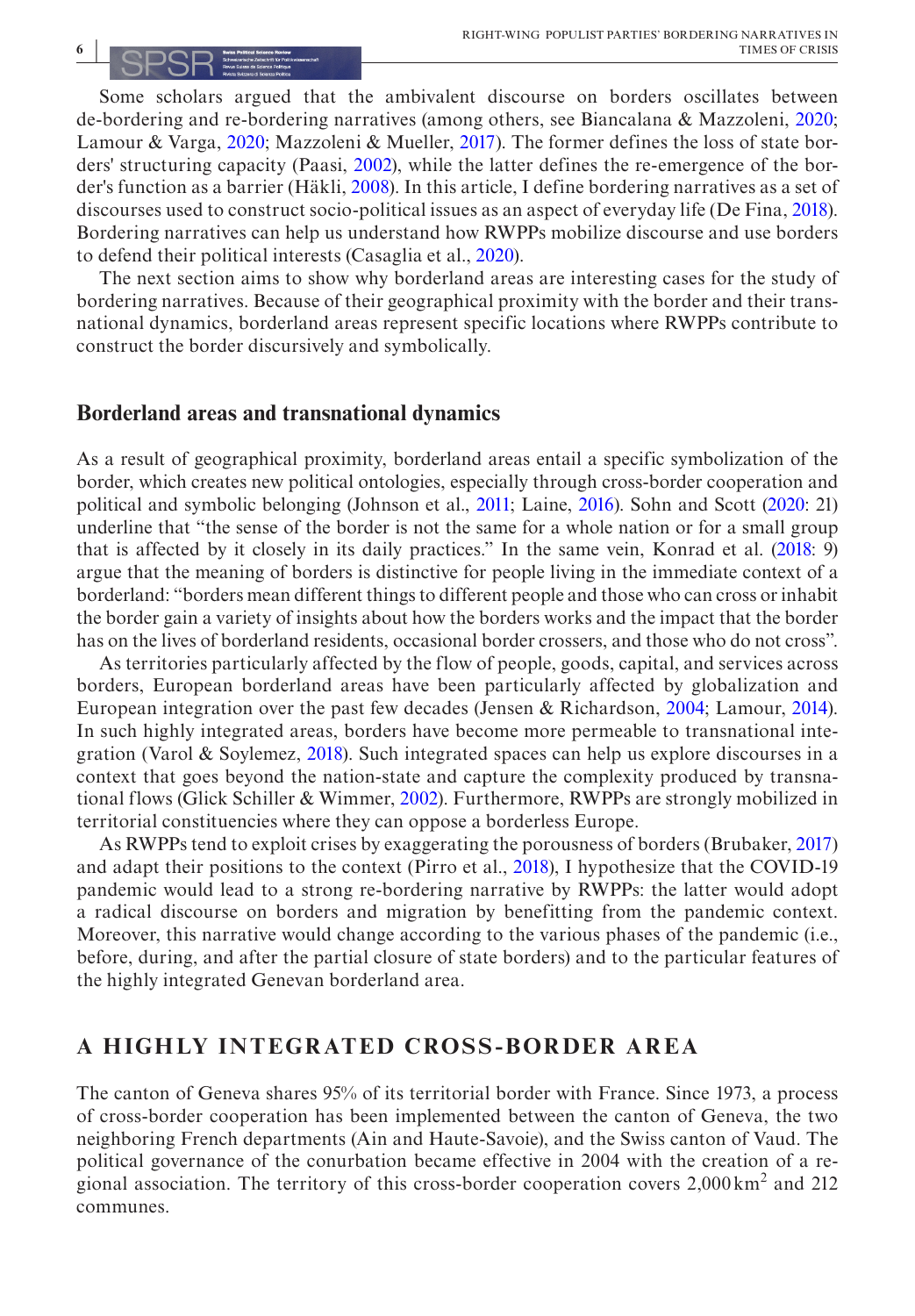Some scholars argued that the ambivalent discourse on borders oscillates between de-bordering and re-bordering narratives (among others, see Biancalana & Mazzoleni, 2020; Lamour & Varga, 2020; Mazzoleni & Mueller, 2017). The former defines the loss of state borders' structuring capacity (Paasi, 2002), while the latter defines the re-emergence of the border's function as a barrier (Häkli, 2008). In this article, I define bordering narratives as a set of discourses used to construct socio-political issues as an aspect of everyday life (De Fina, 2018). Bordering narratives can help us understand how RWPPs mobilize discourse and use borders to defend their political interests (Casaglia et al., 2020).

The next section aims to show why borderland areas are interesting cases for the study of bordering narratives. Because of their geographical proximity with the border and their transnational dynamics, borderland areas represent specific locations where RWPPs contribute to construct the border discursively and symbolically.

### Borderland areas and transnational dynamics

As a result of geographical proximity, borderland areas entail a specific symbolization of the border, which creates new political ontologies, especially through cross-border cooperation and political and symbolic belonging (Johnson et al., 2011; Laine, 2016). Sohn and Scott (2020: 21) underline that "the sense of the border is not the same for a whole nation or for a small group that is affected by it closely in its daily practices." In the same vein, Konrad et al. (2018: 9) argue that the meaning of borders is distinctive for people living in the immediate context of a borderland: "borders mean different things to different people and those who can cross or inhabit the border gain a variety of insights about how the borders works and the impact that the border has on the lives of borderland residents, occasional border crossers, and those who do not cross".

As territories particularly affected by the flow of people, goods, capital, and services across borders, European borderland areas have been particularly affected by globalization and European integration over the past few decades (Jensen & Richardson, 2004; Lamour, 2014). In such highly integrated areas, borders have become more permeable to transnational integration (Varol & Soylemez, 2018). Such integrated spaces can help us explore discourses in a context that goes beyond the nation-state and capture the complexity produced by transnational flows (Glick Schiller & Wimmer, 2002). Furthermore, RWPPs are strongly mobilized in territorial constituencies where they can oppose a borderless Europe.

As RWPPs tend to exploit crises by exaggerating the porousness of borders (Brubaker, 2017) and adapt their positions to the context (Pirro et al., 2018), I hypothesize that the COVID-19 pandemic would lead to a strong re-bordering narrative by RWPPs: the latter would adopt a radical discourse on borders and migration by benefitting from the pandemic context. Moreover, this narrative would change according to the various phases of the pandemic (i.e., before, during, and after the partial closure of state borders) and to the particular features of the highly integrated Genevan borderland area.

## A HIGHLY INTEGRATED CROSS-BORDER AREA

The canton of Geneva shares 95% of its territorial border with France. Since 1973, a process of cross-border cooperation has been implemented between the canton of Geneva, the two neighboring French departments (Ain and Haute-Savoie), and the Swiss canton of Vaud. The political governance of the conurbation became effective in 2004 with the creation of a regional association. The territory of this cross-border cooperation covers 2,000 km$^2$ and 212 communes.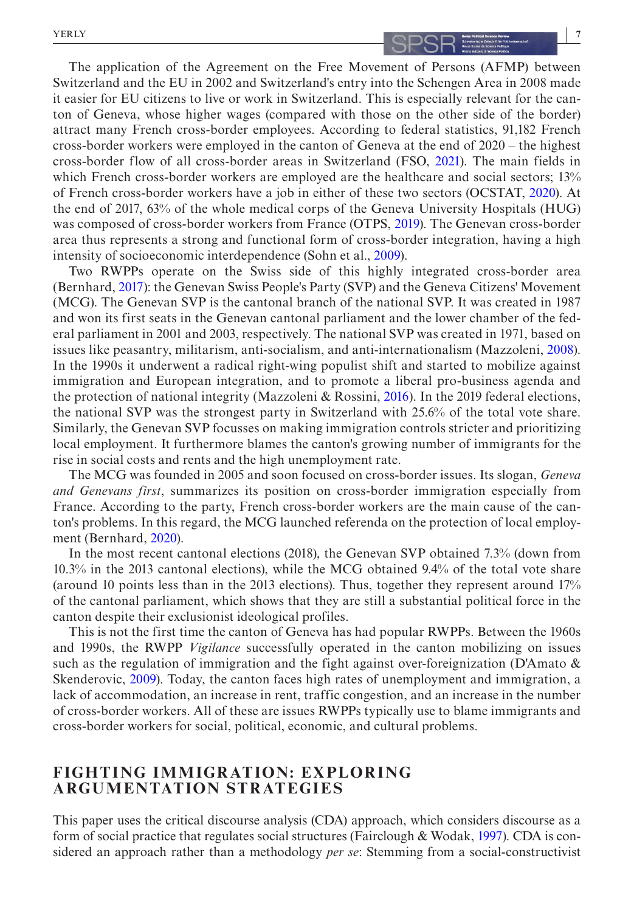The application of the Agreement on the Free Movement of Persons (AFMP) between Switzerland and the EU in 2002 and Switzerland's entry into the Schengen Area in 2008 made it easier for EU citizens to live or work in Switzerland. This is especially relevant for the canton of Geneva, whose higher wages (compared with those on the other side of the border) attract many French cross-border employees. According to federal statistics, 91,182 French cross-border workers were employed in the canton of Geneva at the end of 2020 – the highest cross-border flow of all cross-border areas in Switzerland (FSO, 2021). The main fields in which French cross-border workers are employed are the healthcare and social sectors; 13% of French cross-border workers have a job in either of these two sectors (OCSTAT, 2020). At the end of 2017, 63% of the whole medical corps of the Geneva University Hospitals (HUG) was composed of cross-border workers from France (OTPS, 2019). The Genevan cross-border area thus represents a strong and functional form of cross-border integration, having a high intensity of socioeconomic interdependence (Sohn et al., 2009).

Two RWPPs operate on the Swiss side of this highly integrated cross-border area (Bernhard, 2017): the Genevan Swiss People's Party (SVP) and the Geneva Citizens' Movement (MCG). The Genevan SVP is the cantonal branch of the national SVP. It was created in 1987 and won its first seats in the Genevan cantonal parliament and the lower chamber of the federal parliament in 2001 and 2003, respectively. The national SVP was created in 1971, based on issues like peasantry, militarism, anti-socialism, and anti-internationalism (Mazzoleni, 2008). In the 1990s it underwent a radical right-wing populist shift and started to mobilize against immigration and European integration, and to promote a liberal pro-business agenda and the protection of national integrity (Mazzoleni & Rossini, 2016). In the 2019 federal elections, the national SVP was the strongest party in Switzerland with 25.6% of the total vote share. Similarly, the Genevan SVP focusses on making immigration controls stricter and prioritizing local employment. It furthermore blames the canton's growing number of immigrants for the rise in social costs and rents and the high unemployment rate.

The MCG was founded in 2005 and soon focused on cross-border issues. Its slogan, *Geneva and Genevans first*, summarizes its position on cross-border immigration especially from France. According to the party, French cross-border workers are the main cause of the canton's problems. In this regard, the MCG launched referenda on the protection of local employment (Bernhard, 2020).

In the most recent cantonal elections (2018), the Genevan SVP obtained 7.3% (down from 10.3% in the 2013 cantonal elections), while the MCG obtained 9.4% of the total vote share (around 10 points less than in the 2013 elections). Thus, together they represent around 17% of the cantonal parliament, which shows that they are still a substantial political force in the canton despite their exclusionist ideological profiles.

This is not the first time the canton of Geneva has had popular RWPPs. Between the 1960s and 1990s, the RWPP *Vigilance* successfully operated in the canton mobilizing on issues such as the regulation of immigration and the fight against over-foreignization (D'Amato & Skenderovic, 2009). Today, the canton faces high rates of unemployment and immigration, a lack of accommodation, an increase in rent, traffic congestion, and an increase in the number of cross-border workers. All of these are issues RWPPs typically use to blame immigrants and cross-border workers for social, political, economic, and cultural problems.

## FIGHTING IMMIGRATION: EXPLORING ARGUMENTATION STRATEGIES

This paper uses the critical discourse analysis (CDA) approach, which considers discourse as a form of social practice that regulates social structures (Fairclough & Wodak, 1997). CDA is considered an approach rather than a methodology *per se*: Stemming from a social-constructivist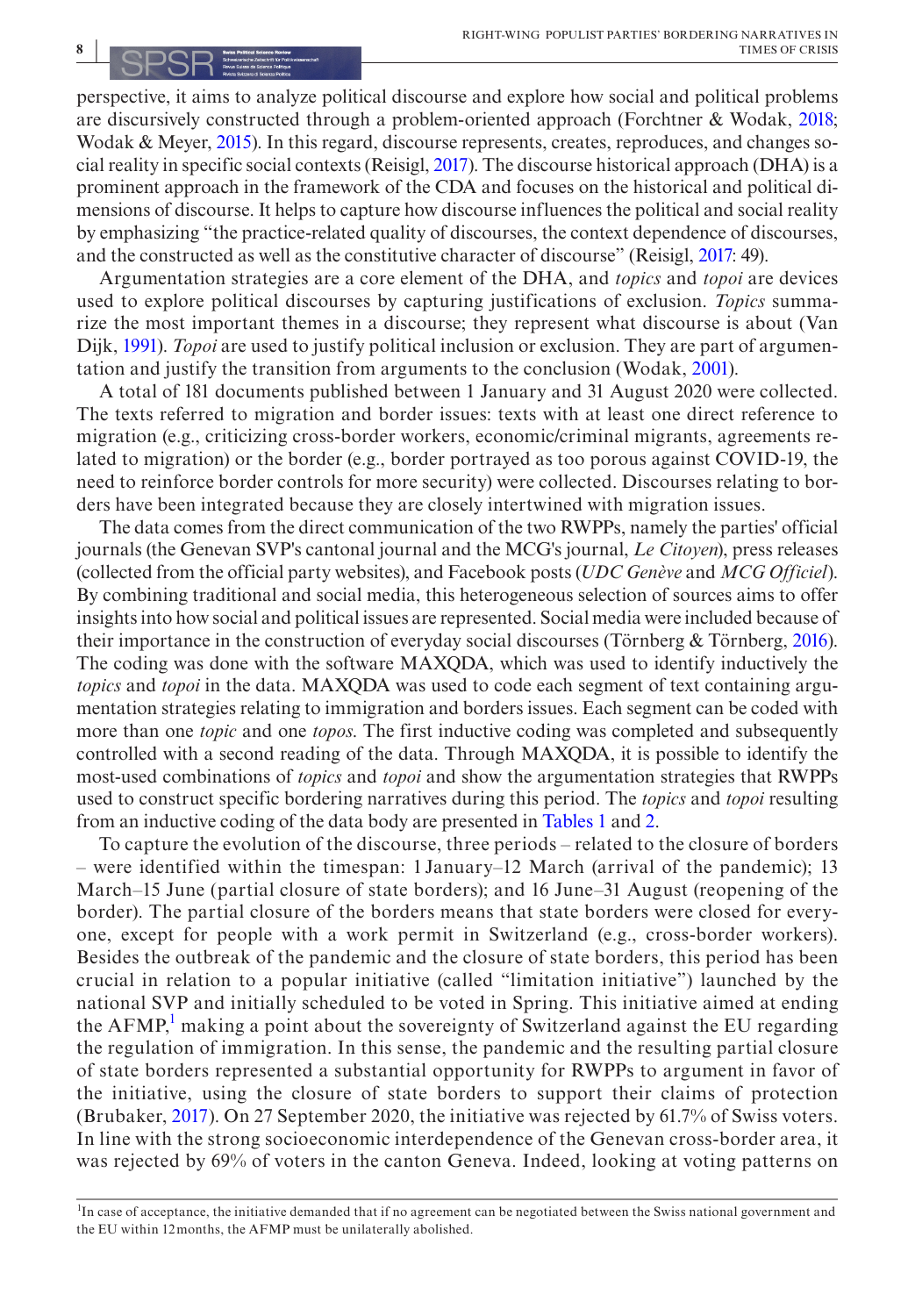perspective, it aims to analyze political discourse and explore how social and political problems are discursively constructed through a problem-oriented approach (Forchtner & Wodak, 2018; Wodak & Meyer, 2015). In this regard, discourse represents, creates, reproduces, and changes social reality in specific social contexts (Reisigl, 2017). The discourse historical approach (DHA) is a prominent approach in the framework of the CDA and focuses on the historical and political dimensions of discourse. It helps to capture how discourse influences the political and social reality by emphasizing "the practice-related quality of discourses, the context dependence of discourses, and the constructed as well as the constitutive character of discourse" (Reisigl, 2017: 49).

Argumentation strategies are a core element of the DHA, and *topics* and *topoi* are devices used to explore political discourses by capturing justifications of exclusion. *Topics* summarize the most important themes in a discourse; they represent what discourse is about (Van Dijk, 1991). *Topoi* are used to justify political inclusion or exclusion. They are part of argumentation and justify the transition from arguments to the conclusion (Wodak, 2001).

A total of 181 documents published between 1 January and 31 August 2020 were collected. The texts referred to migration and border issues: texts with at least one direct reference to migration (e.g., criticizing cross-border workers, economic/criminal migrants, agreements related to migration) or the border (e.g., border portrayed as too porous against COVID-19, the need to reinforce border controls for more security) were collected. Discourses relating to borders have been integrated because they are closely intertwined with migration issues.

The data comes from the direct communication of the two RWPPs, namely the parties' official journals (the Genevan SVP's cantonal journal and the MCG's journal, *Le Citoyen*), press releases (collected from the official party websites), and Facebook posts (*UDC Genève* and *MCG Officiel*). By combining traditional and social media, this heterogeneous selection of sources aims to offer insights into how social and political issues are represented. Social media were included because of their importance in the construction of everyday social discourses (Törnberg & Törnberg, 2016). The coding was done with the software MAXQDA, which was used to identify inductively the *topics* and *topoi* in the data. MAXQDA was used to code each segment of text containing argumentation strategies relating to immigration and borders issues. Each segment can be coded with more than one *topic* and one *topos*. The first inductive coding was completed and subsequently controlled with a second reading of the data. Through MAXQDA, it is possible to identify the most-used combinations of *topics* and *topoi* and show the argumentation strategies that RWPPs used to construct specific bordering narratives during this period. The *topics* and *topoi* resulting from an inductive coding of the data body are presented in Tables 1 and 2.

To capture the evolution of the discourse, three periods – related to the closure of borders – were identified within the timespan: 1 January–12 March (arrival of the pandemic); 13 March–15 June (partial closure of state borders); and 16 June–31 August (reopening of the border). The partial closure of the borders means that state borders were closed for everyone, except for people with a work permit in Switzerland (e.g., cross-border workers). Besides the outbreak of the pandemic and the closure of state borders, this period has been crucial in relation to a popular initiative (called "limitation initiative") launched by the national SVP and initially scheduled to be voted in Spring. This initiative aimed at ending the AFMP,[1] making a point about the sovereignty of Switzerland against the EU regarding the regulation of immigration. In this sense, the pandemic and the resulting partial closure of state borders represented a substantial opportunity for RWPPs to argument in favor of the initiative, using the closure of state borders to support their claims of protection (Brubaker, 2017). On 27 September 2020, the initiative was rejected by 61.7% of Swiss voters. In line with the strong socioeconomic interdependence of the Genevan cross-border area, it was rejected by 69% of voters in the canton Geneva. Indeed, looking at voting patterns on

[1]In case of acceptance, the initiative demanded that if no agreement can be negotiated between the Swiss national government and the EU within 12 months, the AFMP must be unilaterally abolished.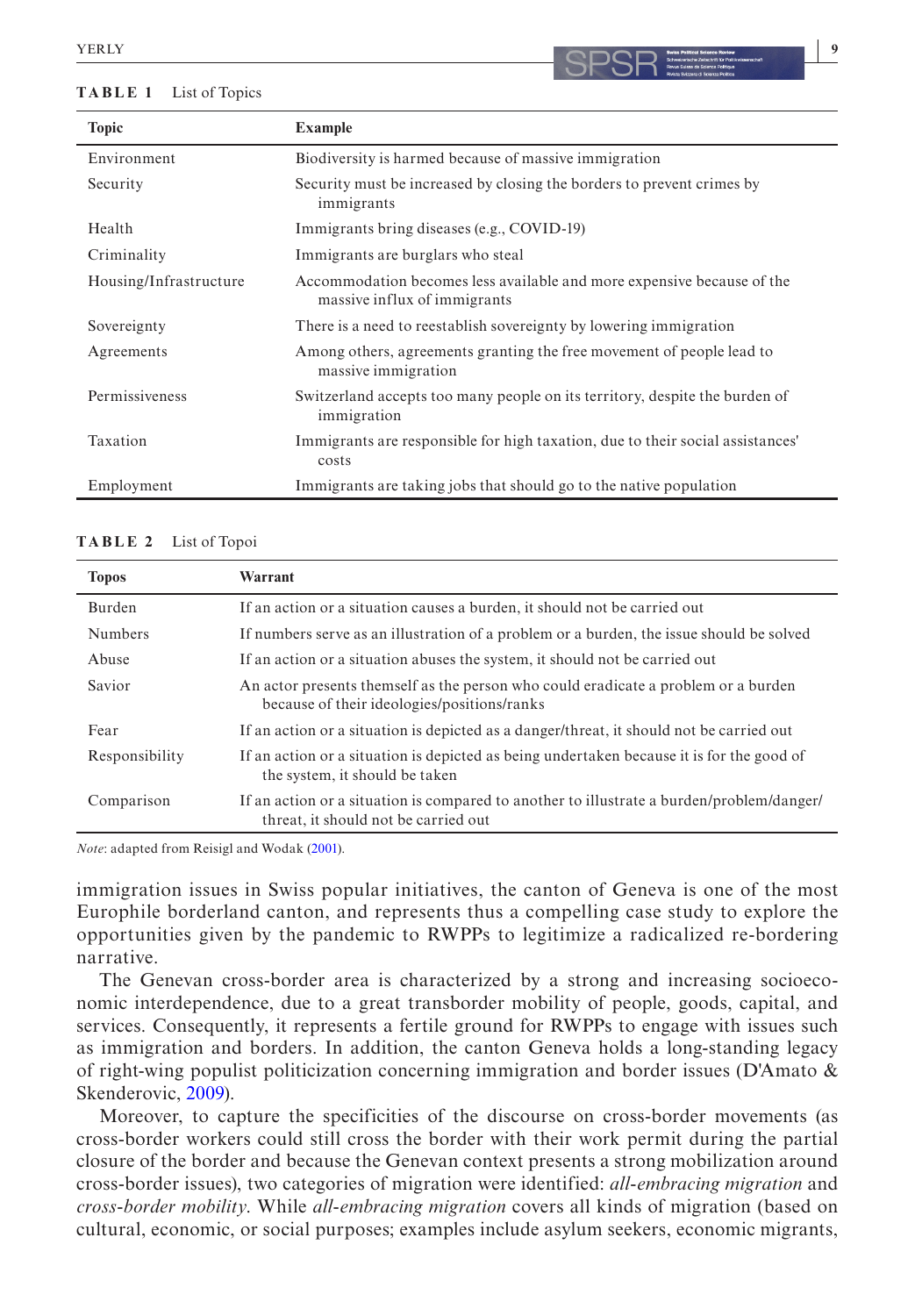**TABLE 1** List of Topics

| Topic | Example |
|---|---|
| Environment | Biodiversity is harmed because of massive immigration |
| Security | Security must be increased by closing the borders to prevent crimes by immigrants |
| Health | Immigrants bring diseases (e.g., COVID-19) |
| Criminality | Immigrants are burglars who steal |
| Housing/Infrastructure | Accommodation becomes less available and more expensive because of the massive influx of immigrants |
| Sovereignty | There is a need to reestablish sovereignty by lowering immigration |
| Agreements | Among others, agreements granting the free movement of people lead to massive immigration |
| Permissiveness | Switzerland accepts too many people on its territory, despite the burden of immigration |
| Taxation | Immigrants are responsible for high taxation, due to their social assistances' costs |
| Employment | Immigrants are taking jobs that should go to the native population |

**TABLE 2** List of Topoi

| Topos | Warrant |
|---|---|
| Burden | If an action or a situation causes a burden, it should not be carried out |
| Numbers | If numbers serve as an illustration of a problem or a burden, the issue should be solved |
| Abuse | If an action or a situation abuses the system, it should not be carried out |
| Savior | An actor presents themself as the person who could eradicate a problem or a burden because of their ideologies/positions/ranks |
| Fear | If an action or a situation is depicted as a danger/threat, it should not be carried out |
| Responsibility | If an action or a situation is depicted as being undertaken because it is for the good of the system, it should be taken |
| Comparison | If an action or a situation is compared to another to illustrate a burden/problem/danger/threat, it should not be carried out |

*Note*: adapted from Reisigl and Wodak (2001).

immigration issues in Swiss popular initiatives, the canton of Geneva is one of the most Europhile borderland canton, and represents thus a compelling case study to explore the opportunities given by the pandemic to RWPPs to legitimize a radicalized re-bordering narrative.

The Genevan cross-border area is characterized by a strong and increasing socioeconomic interdependence, due to a great transborder mobility of people, goods, capital, and services. Consequently, it represents a fertile ground for RWPPs to engage with issues such as immigration and borders. In addition, the canton Geneva holds a long-standing legacy of right-wing populist politicization concerning immigration and border issues (D'Amato & Skenderovic, 2009).

Moreover, to capture the specificities of the discourse on cross-border movements (as cross-border workers could still cross the border with their work permit during the partial closure of the border and because the Genevan context presents a strong mobilization around cross-border issues), two categories of migration were identified: *all-embracing migration* and *cross-border mobility*. While *all-embracing migration* covers all kinds of migration (based on cultural, economic, or social purposes; examples include asylum seekers, economic migrants,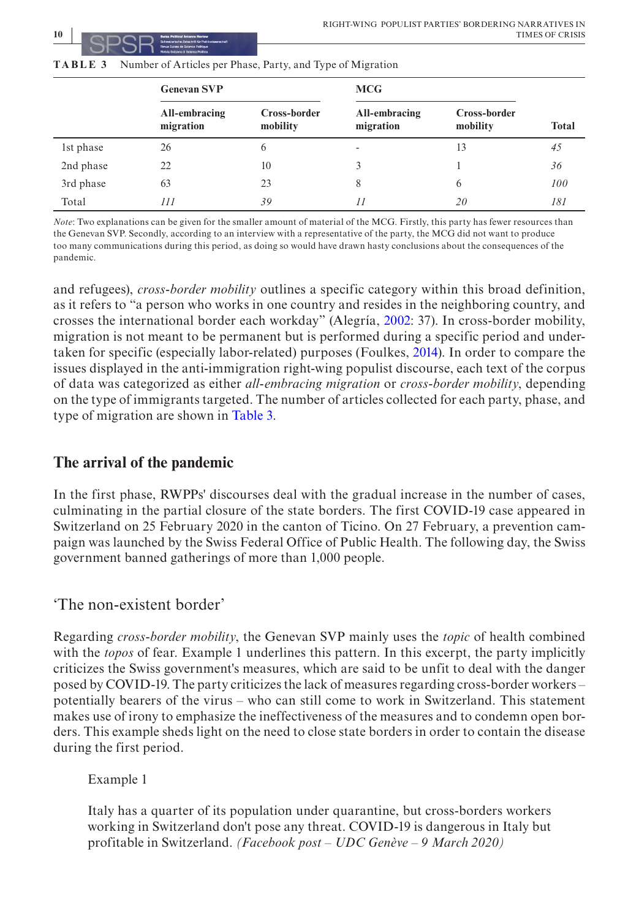**TABLE 3** Number of Articles per Phase, Party, and Type of Migration

| | Genevan SVP | | MCG | | |
|---|---|---|---|---|---|
| | All-embracing migration | Cross-border mobility | All-embracing migration | Cross-border mobility | Total |
| 1st phase | 26 | 6 | - | 13 | *45* |
| 2nd phase | 22 | 10 | 3 | 1 | *36* |
| 3rd phase | 63 | 23 | 8 | 6 | *100* |
| Total | *111* | *39* | *11* | *20* | *181* |

*Note*: Two explanations can be given for the smaller amount of material of the MCG. Firstly, this party has fewer resources than the Genevan SVP. Secondly, according to an interview with a representative of the party, the MCG did not want to produce too many communications during this period, as doing so would have drawn hasty conclusions about the consequences of the pandemic.

and refugees), *cross-border mobility* outlines a specific category within this broad definition, as it refers to "a person who works in one country and resides in the neighboring country, and crosses the international border each workday" (Alegría, 2002: 37). In cross-border mobility, migration is not meant to be permanent but is performed during a specific period and undertaken for specific (especially labor-related) purposes (Foulkes, 2014). In order to compare the issues displayed in the anti-immigration right-wing populist discourse, each text of the corpus of data was categorized as either *all-embracing migration* or *cross-border mobility*, depending on the type of immigrants targeted. The number of articles collected for each party, phase, and type of migration are shown in Table 3.

## The arrival of the pandemic

In the first phase, RWPPs' discourses deal with the gradual increase in the number of cases, culminating in the partial closure of the state borders. The first COVID-19 case appeared in Switzerland on 25 February 2020 in the canton of Ticino. On 27 February, a prevention campaign was launched by the Swiss Federal Office of Public Health. The following day, the Swiss government banned gatherings of more than 1,000 people.

### 'The non-existent border'

Regarding *cross-border mobility*, the Genevan SVP mainly uses the *topic* of health combined with the *topos* of fear. Example 1 underlines this pattern. In this excerpt, the party implicitly criticizes the Swiss government's measures, which are said to be unfit to deal with the danger posed by COVID-19. The party criticizes the lack of measures regarding cross-border workers – potentially bearers of the virus – who can still come to work in Switzerland. This statement makes use of irony to emphasize the ineffectiveness of the measures and to condemn open borders. This example sheds light on the need to close state borders in order to contain the disease during the first period.

Example 1

Italy has a quarter of its population under quarantine, but cross-borders workers working in Switzerland don't pose any threat. COVID-19 is dangerous in Italy but profitable in Switzerland. *(Facebook post – UDC Genève – 9 March 2020)*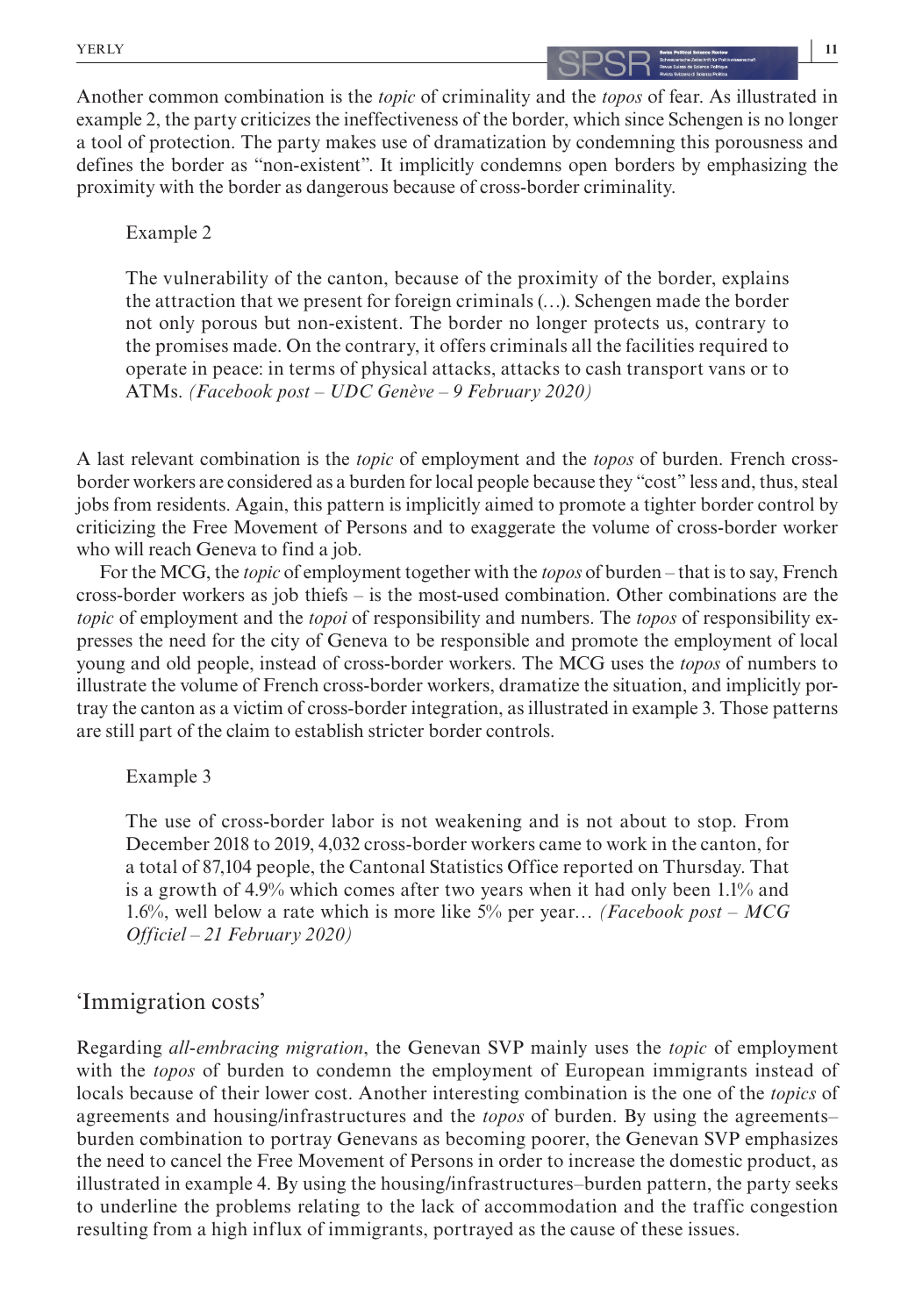Another common combination is the *topic* of criminality and the *topos* of fear. As illustrated in example 2, the party criticizes the ineffectiveness of the border, which since Schengen is no longer a tool of protection. The party makes use of dramatization by condemning this porousness and defines the border as "non-existent". It implicitly condemns open borders by emphasizing the proximity with the border as dangerous because of cross-border criminality.

> Example 2
>
> The vulnerability of the canton, because of the proximity of the border, explains the attraction that we present for foreign criminals (…). Schengen made the border not only porous but non-existent. The border no longer protects us, contrary to the promises made. On the contrary, it offers criminals all the facilities required to operate in peace: in terms of physical attacks, attacks to cash transport vans or to ATMs. *(Facebook post – UDC Genève – 9 February 2020)*

A last relevant combination is the *topic* of employment and the *topos* of burden. French cross-border workers are considered as a burden for local people because they "cost" less and, thus, steal jobs from residents. Again, this pattern is implicitly aimed to promote a tighter border control by criticizing the Free Movement of Persons and to exaggerate the volume of cross-border worker who will reach Geneva to find a job.

For the MCG, the *topic* of employment together with the *topos* of burden – that is to say, French cross-border workers as job thiefs – is the most-used combination. Other combinations are the *topic* of employment and the *topoi* of responsibility and numbers. The *topos* of responsibility expresses the need for the city of Geneva to be responsible and promote the employment of local young and old people, instead of cross-border workers. The MCG uses the *topos* of numbers to illustrate the volume of French cross-border workers, dramatize the situation, and implicitly portray the canton as a victim of cross-border integration, as illustrated in example 3. Those patterns are still part of the claim to establish stricter border controls.

> Example 3
>
> The use of cross-border labor is not weakening and is not about to stop. From December 2018 to 2019, 4,032 cross-border workers came to work in the canton, for a total of 87,104 people, the Cantonal Statistics Office reported on Thursday. That is a growth of 4.9% which comes after two years when it had only been 1.1% and 1.6%, well below a rate which is more like 5% per year… *(Facebook post – MCG Officiel – 21 February 2020)*

## 'Immigration costs'

Regarding *all-embracing migration*, the Genevan SVP mainly uses the *topic* of employment with the *topos* of burden to condemn the employment of European immigrants instead of locals because of their lower cost. Another interesting combination is the one of the *topics* of agreements and housing/infrastructures and the *topos* of burden. By using the agreements–burden combination to portray Genevans as becoming poorer, the Genevan SVP emphasizes the need to cancel the Free Movement of Persons in order to increase the domestic product, as illustrated in example 4. By using the housing/infrastructures–burden pattern, the party seeks to underline the problems relating to the lack of accommodation and the traffic congestion resulting from a high influx of immigrants, portrayed as the cause of these issues.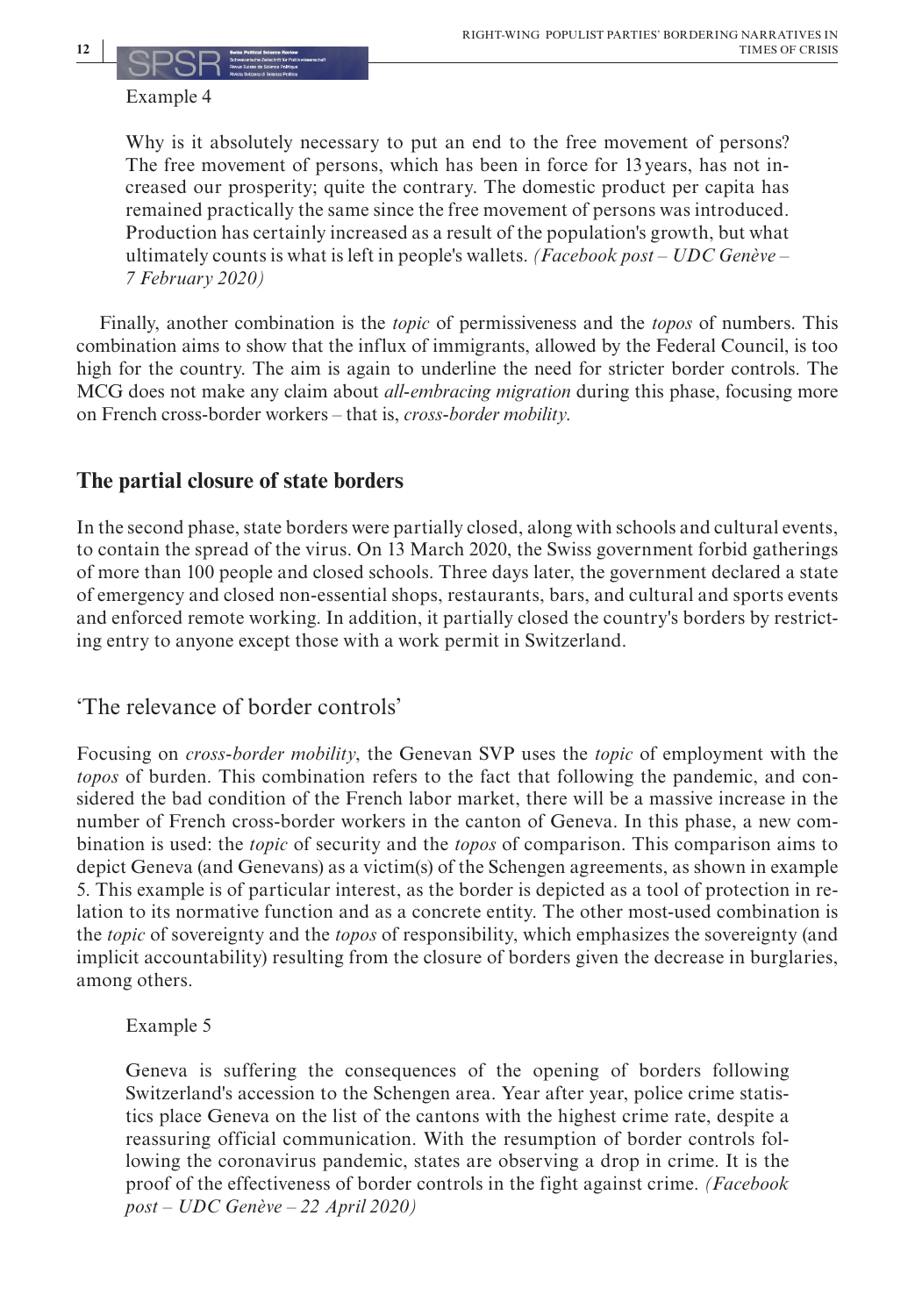Example 4

> Why is it absolutely necessary to put an end to the free movement of persons? The free movement of persons, which has been in force for 13 years, has not increased our prosperity; quite the contrary. The domestic product per capita has remained practically the same since the free movement of persons was introduced. Production has certainly increased as a result of the population's growth, but what ultimately counts is what is left in people's wallets. *(Facebook post – UDC Genève – 7 February 2020)*

Finally, another combination is the *topic* of permissiveness and the *topos* of numbers. This combination aims to show that the influx of immigrants, allowed by the Federal Council, is too high for the country. The aim is again to underline the need for stricter border controls. The MCG does not make any claim about *all-embracing migration* during this phase, focusing more on French cross-border workers – that is, *cross-border mobility*.

## The partial closure of state borders

In the second phase, state borders were partially closed, along with schools and cultural events, to contain the spread of the virus. On 13 March 2020, the Swiss government forbid gatherings of more than 100 people and closed schools. Three days later, the government declared a state of emergency and closed non-essential shops, restaurants, bars, and cultural and sports events and enforced remote working. In addition, it partially closed the country's borders by restricting entry to anyone except those with a work permit in Switzerland.

### 'The relevance of border controls'

Focusing on *cross-border mobility*, the Genevan SVP uses the *topic* of employment with the *topos* of burden. This combination refers to the fact that following the pandemic, and considered the bad condition of the French labor market, there will be a massive increase in the number of French cross-border workers in the canton of Geneva. In this phase, a new combination is used: the *topic* of security and the *topos* of comparison. This comparison aims to depict Geneva (and Genevans) as a victim(s) of the Schengen agreements, as shown in example 5. This example is of particular interest, as the border is depicted as a tool of protection in relation to its normative function and as a concrete entity. The other most-used combination is the *topic* of sovereignty and the *topos* of responsibility, which emphasizes the sovereignty (and implicit accountability) resulting from the closure of borders given the decrease in burglaries, among others.

Example 5

> Geneva is suffering the consequences of the opening of borders following Switzerland's accession to the Schengen area. Year after year, police crime statistics place Geneva on the list of the cantons with the highest crime rate, despite a reassuring official communication. With the resumption of border controls following the coronavirus pandemic, states are observing a drop in crime. It is the proof of the effectiveness of border controls in the fight against crime. *(Facebook post – UDC Genève – 22 April 2020)*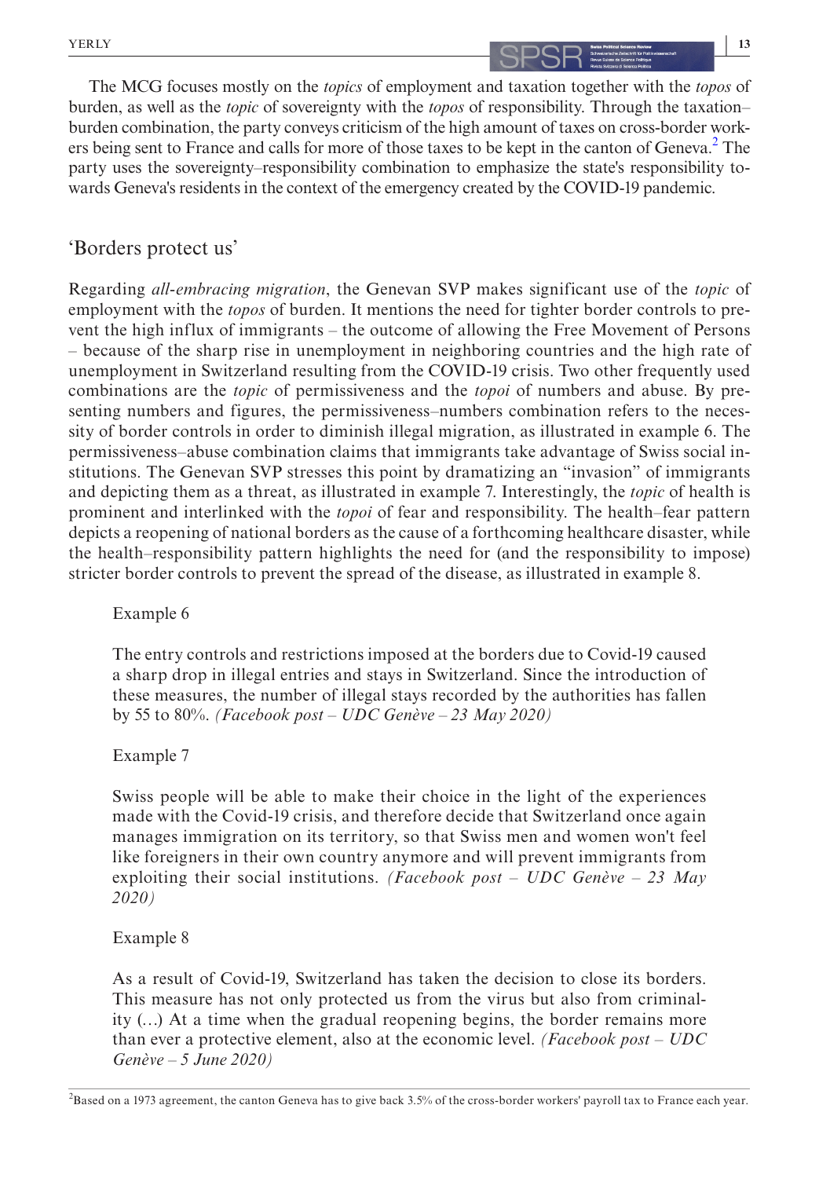The MCG focuses mostly on the *topics* of employment and taxation together with the *topos* of burden, as well as the *topic* of sovereignty with the *topos* of responsibility. Through the taxation–burden combination, the party conveys criticism of the high amount of taxes on cross-border workers being sent to France and calls for more of those taxes to be kept in the canton of Geneva.[2] The party uses the sovereignty–responsibility combination to emphasize the state's responsibility towards Geneva's residents in the context of the emergency created by the COVID-19 pandemic.

## 'Borders protect us'

Regarding *all-embracing migration*, the Genevan SVP makes significant use of the *topic* of employment with the *topos* of burden. It mentions the need for tighter border controls to prevent the high influx of immigrants – the outcome of allowing the Free Movement of Persons – because of the sharp rise in unemployment in neighboring countries and the high rate of unemployment in Switzerland resulting from the COVID-19 crisis. Two other frequently used combinations are the *topic* of permissiveness and the *topoi* of numbers and abuse. By presenting numbers and figures, the permissiveness–numbers combination refers to the necessity of border controls in order to diminish illegal migration, as illustrated in example 6. The permissiveness–abuse combination claims that immigrants take advantage of Swiss social institutions. The Genevan SVP stresses this point by dramatizing an "invasion" of immigrants and depicting them as a threat, as illustrated in example 7. Interestingly, the *topic* of health is prominent and interlinked with the *topoi* of fear and responsibility. The health–fear pattern depicts a reopening of national borders as the cause of a forthcoming healthcare disaster, while the health–responsibility pattern highlights the need for (and the responsibility to impose) stricter border controls to prevent the spread of the disease, as illustrated in example 8.

Example 6

> The entry controls and restrictions imposed at the borders due to Covid-19 caused a sharp drop in illegal entries and stays in Switzerland. Since the introduction of these measures, the number of illegal stays recorded by the authorities has fallen by 55 to 80%. *(Facebook post – UDC Genève – 23 May 2020)*

Example 7

> Swiss people will be able to make their choice in the light of the experiences made with the Covid-19 crisis, and therefore decide that Switzerland once again manages immigration on its territory, so that Swiss men and women won't feel like foreigners in their own country anymore and will prevent immigrants from exploiting their social institutions. *(Facebook post – UDC Genève – 23 May 2020)*

Example 8

> As a result of Covid-19, Switzerland has taken the decision to close its borders. This measure has not only protected us from the virus but also from criminality (…) At a time when the gradual reopening begins, the border remains more than ever a protective element, also at the economic level. *(Facebook post – UDC Genève – 5 June 2020)*

[2]Based on a 1973 agreement, the canton Geneva has to give back 3.5% of the cross-border workers' payroll tax to France each year.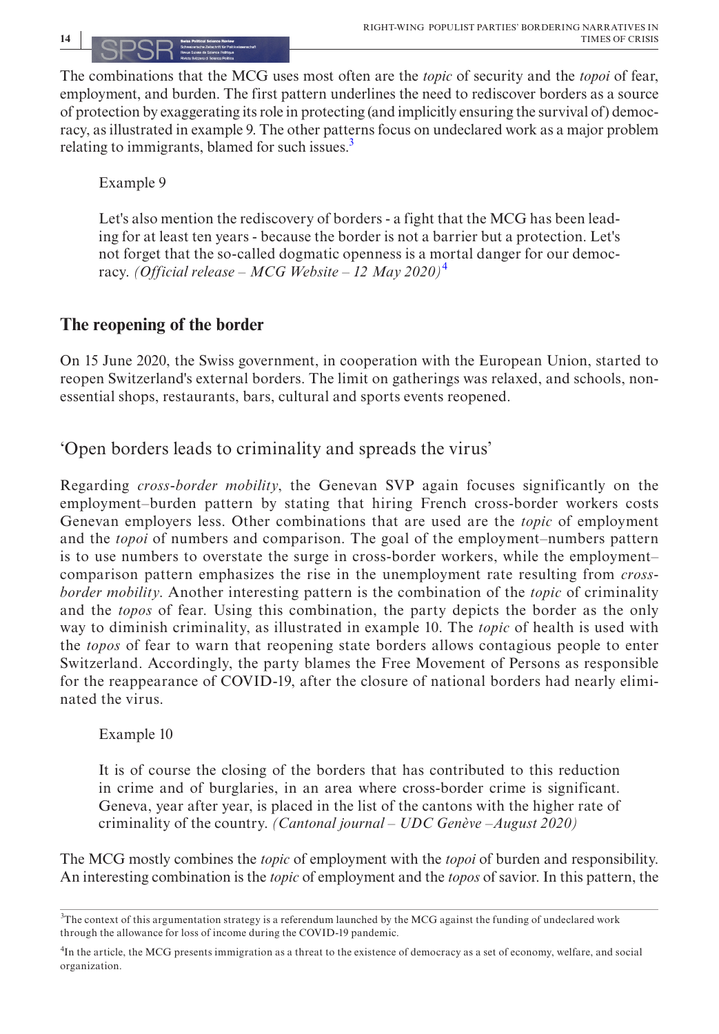The combinations that the MCG uses most often are the *topic* of security and the *topoi* of fear, employment, and burden. The first pattern underlines the need to rediscover borders as a source of protection by exaggerating its role in protecting (and implicitly ensuring the survival of) democracy, as illustrated in example 9. The other patterns focus on undeclared work as a major problem relating to immigrants, blamed for such issues.[3]

Example 9

> Let's also mention the rediscovery of borders - a fight that the MCG has been leading for at least ten years - because the border is not a barrier but a protection. Let's not forget that the so-called dogmatic openness is a mortal danger for our democracy. *(Official release – MCG Website – 12 May 2020)*[4]

## The reopening of the border

On 15 June 2020, the Swiss government, in cooperation with the European Union, started to reopen Switzerland's external borders. The limit on gatherings was relaxed, and schools, non-essential shops, restaurants, bars, cultural and sports events reopened.

### 'Open borders leads to criminality and spreads the virus'

Regarding *cross-border mobility*, the Genevan SVP again focuses significantly on the employment–burden pattern by stating that hiring French cross-border workers costs Genevan employers less. Other combinations that are used are the *topic* of employment and the *topoi* of numbers and comparison. The goal of the employment–numbers pattern is to use numbers to overstate the surge in cross-border workers, while the employment–comparison pattern emphasizes the rise in the unemployment rate resulting from *cross-border mobility*. Another interesting pattern is the combination of the *topic* of criminality and the *topos* of fear. Using this combination, the party depicts the border as the only way to diminish criminality, as illustrated in example 10. The *topic* of health is used with the *topos* of fear to warn that reopening state borders allows contagious people to enter Switzerland. Accordingly, the party blames the Free Movement of Persons as responsible for the reappearance of COVID-19, after the closure of national borders had nearly eliminated the virus.

Example 10

> It is of course the closing of the borders that has contributed to this reduction in crime and of burglaries, in an area where cross-border crime is significant. Geneva, year after year, is placed in the list of the cantons with the higher rate of criminality of the country. *(Cantonal journal – UDC Genève –August 2020)*

The MCG mostly combines the *topic* of employment with the *topoi* of burden and responsibility. An interesting combination is the *topic* of employment and the *topos* of savior. In this pattern, the

---

[3] The context of this argumentation strategy is a referendum launched by the MCG against the funding of undeclared work through the allowance for loss of income during the COVID-19 pandemic.

[4] In the article, the MCG presents immigration as a threat to the existence of democracy as a set of economy, welfare, and social organization.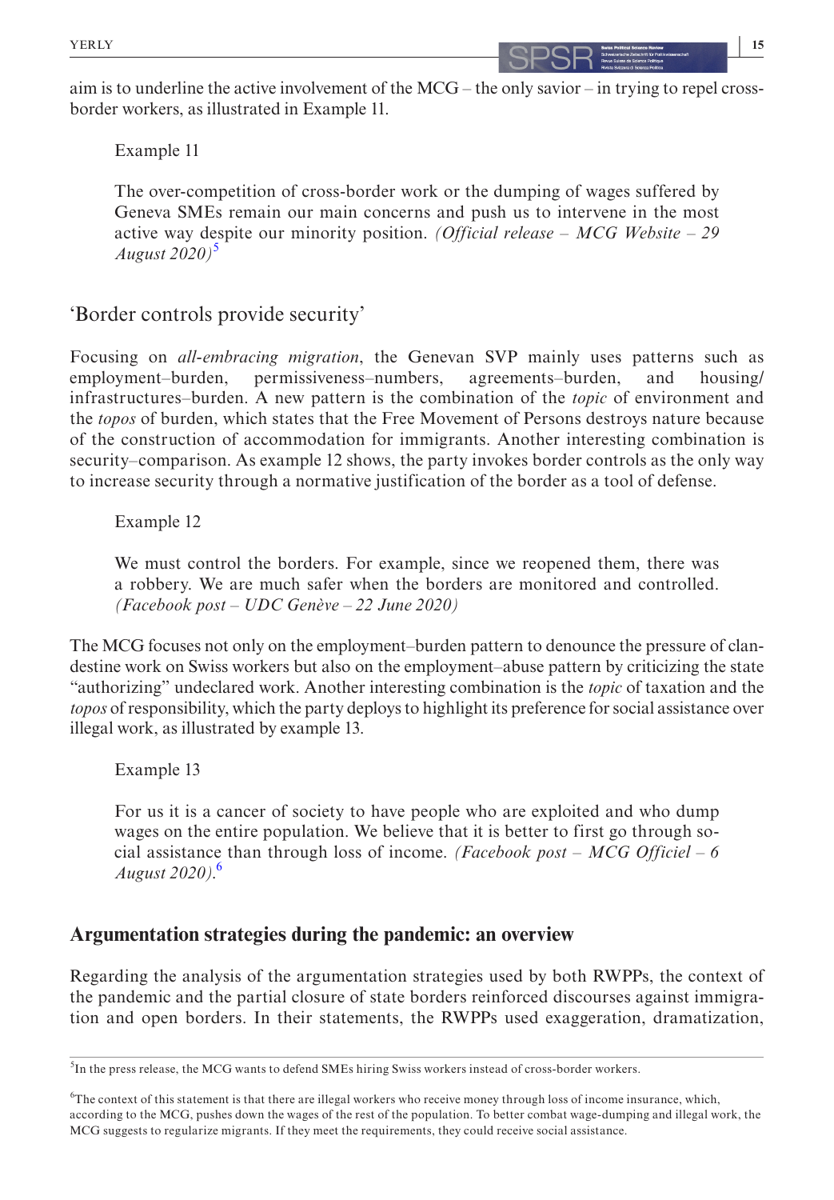aim is to underline the active involvement of the MCG – the only savior – in trying to repel cross-border workers, as illustrated in Example 11.

> Example 11
>
> The over-competition of cross-border work or the dumping of wages suffered by Geneva SMEs remain our main concerns and push us to intervene in the most active way despite our minority position. *(Official release – MCG Website – 29 August 2020)*[5]

### 'Border controls provide security'

Focusing on *all-embracing migration*, the Genevan SVP mainly uses patterns such as employment–burden, permissiveness–numbers, agreements–burden, and housing/infrastructures–burden. A new pattern is the combination of the *topic* of environment and the *topos* of burden, which states that the Free Movement of Persons destroys nature because of the construction of accommodation for immigrants. Another interesting combination is security–comparison. As example 12 shows, the party invokes border controls as the only way to increase security through a normative justification of the border as a tool of defense.

> Example 12
>
> We must control the borders. For example, since we reopened them, there was a robbery. We are much safer when the borders are monitored and controlled. *(Facebook post – UDC Genève – 22 June 2020)*

The MCG focuses not only on the employment–burden pattern to denounce the pressure of clandestine work on Swiss workers but also on the employment–abuse pattern by criticizing the state "authorizing" undeclared work. Another interesting combination is the *topic* of taxation and the *topos* of responsibility, which the party deploys to highlight its preference for social assistance over illegal work, as illustrated by example 13.

> Example 13
>
> For us it is a cancer of society to have people who are exploited and who dump wages on the entire population. We believe that it is better to first go through social assistance than through loss of income. *(Facebook post – MCG Officiel – 6 August 2020)*.[6]

## Argumentation strategies during the pandemic: an overview

Regarding the analysis of the argumentation strategies used by both RWPPs, the context of the pandemic and the partial closure of state borders reinforced discourses against immigration and open borders. In their statements, the RWPPs used exaggeration, dramatization,

---

[5]In the press release, the MCG wants to defend SMEs hiring Swiss workers instead of cross-border workers.

[6]The context of this statement is that there are illegal workers who receive money through loss of income insurance, which, according to the MCG, pushes down the wages of the rest of the population. To better combat wage-dumping and illegal work, the MCG suggests to regularize migrants. If they meet the requirements, they could receive social assistance.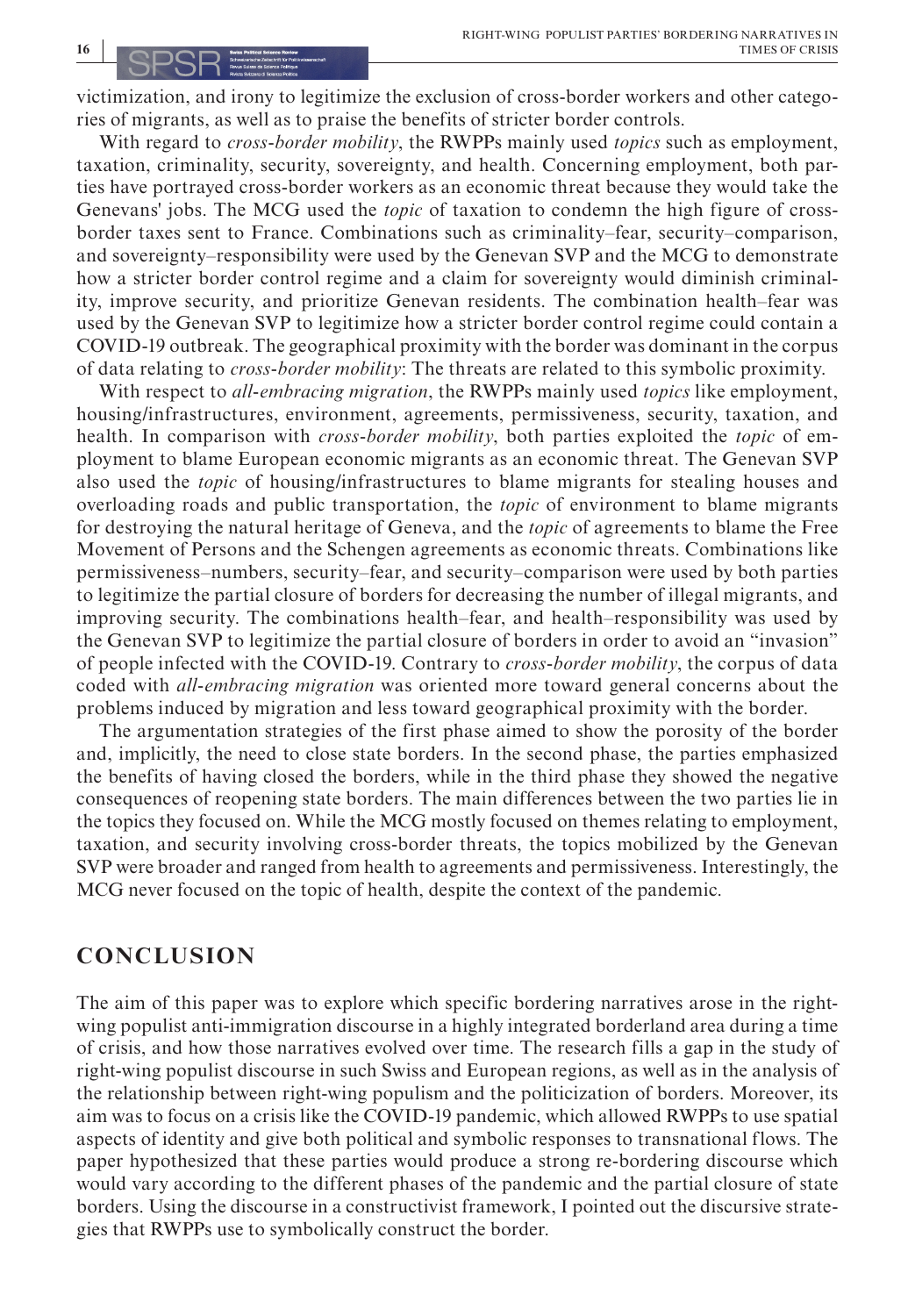victimization, and irony to legitimize the exclusion of cross-border workers and other categories of migrants, as well as to praise the benefits of stricter border controls.

With regard to *cross-border mobility*, the RWPPs mainly used *topics* such as employment, taxation, criminality, security, sovereignty, and health. Concerning employment, both parties have portrayed cross-border workers as an economic threat because they would take the Genevans' jobs. The MCG used the *topic* of taxation to condemn the high figure of cross-border taxes sent to France. Combinations such as criminality–fear, security–comparison, and sovereignty–responsibility were used by the Genevan SVP and the MCG to demonstrate how a stricter border control regime and a claim for sovereignty would diminish criminality, improve security, and prioritize Genevan residents. The combination health–fear was used by the Genevan SVP to legitimize how a stricter border control regime could contain a COVID-19 outbreak. The geographical proximity with the border was dominant in the corpus of data relating to *cross-border mobility*: The threats are related to this symbolic proximity.

With respect to *all-embracing migration*, the RWPPs mainly used *topics* like employment, housing/infrastructures, environment, agreements, permissiveness, security, taxation, and health. In comparison with *cross-border mobility*, both parties exploited the *topic* of employment to blame European economic migrants as an economic threat. The Genevan SVP also used the *topic* of housing/infrastructures to blame migrants for stealing houses and overloading roads and public transportation, the *topic* of environment to blame migrants for destroying the natural heritage of Geneva, and the *topic* of agreements to blame the Free Movement of Persons and the Schengen agreements as economic threats. Combinations like permissiveness–numbers, security–fear, and security–comparison were used by both parties to legitimize the partial closure of borders for decreasing the number of illegal migrants, and improving security. The combinations health–fear, and health–responsibility was used by the Genevan SVP to legitimize the partial closure of borders in order to avoid an "invasion" of people infected with the COVID-19. Contrary to *cross-border mobility*, the corpus of data coded with *all-embracing migration* was oriented more toward general concerns about the problems induced by migration and less toward geographical proximity with the border.

The argumentation strategies of the first phase aimed to show the porosity of the border and, implicitly, the need to close state borders. In the second phase, the parties emphasized the benefits of having closed the borders, while in the third phase they showed the negative consequences of reopening state borders. The main differences between the two parties lie in the topics they focused on. While the MCG mostly focused on themes relating to employment, taxation, and security involving cross-border threats, the topics mobilized by the Genevan SVP were broader and ranged from health to agreements and permissiveness. Interestingly, the MCG never focused on the topic of health, despite the context of the pandemic.

## CONCLUSION

The aim of this paper was to explore which specific bordering narratives arose in the right-wing populist anti-immigration discourse in a highly integrated borderland area during a time of crisis, and how those narratives evolved over time. The research fills a gap in the study of right-wing populist discourse in such Swiss and European regions, as well as in the analysis of the relationship between right-wing populism and the politicization of borders. Moreover, its aim was to focus on a crisis like the COVID-19 pandemic, which allowed RWPPs to use spatial aspects of identity and give both political and symbolic responses to transnational flows. The paper hypothesized that these parties would produce a strong re-bordering discourse which would vary according to the different phases of the pandemic and the partial closure of state borders. Using the discourse in a constructivist framework, I pointed out the discursive strategies that RWPPs use to symbolically construct the border.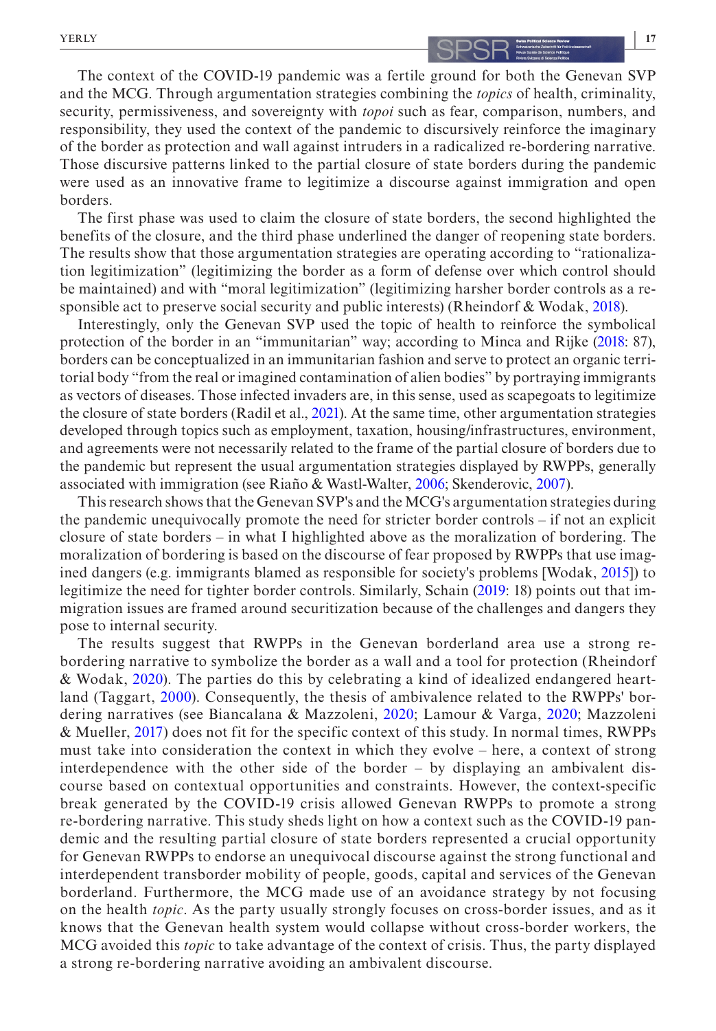The context of the COVID-19 pandemic was a fertile ground for both the Genevan SVP and the MCG. Through argumentation strategies combining the *topics* of health, criminality, security, permissiveness, and sovereignty with *topoi* such as fear, comparison, numbers, and responsibility, they used the context of the pandemic to discursively reinforce the imaginary of the border as protection and wall against intruders in a radicalized re-bordering narrative. Those discursive patterns linked to the partial closure of state borders during the pandemic were used as an innovative frame to legitimize a discourse against immigration and open borders.

The first phase was used to claim the closure of state borders, the second highlighted the benefits of the closure, and the third phase underlined the danger of reopening state borders. The results show that those argumentation strategies are operating according to "rationalization legitimization" (legitimizing the border as a form of defense over which control should be maintained) and with "moral legitimization" (legitimizing harsher border controls as a responsible act to preserve social security and public interests) (Rheindorf & Wodak, 2018).

Interestingly, only the Genevan SVP used the topic of health to reinforce the symbolical protection of the border in an "immunitarian" way; according to Minca and Rijke (2018: 87), borders can be conceptualized in an immunitarian fashion and serve to protect an organic territorial body "from the real or imagined contamination of alien bodies" by portraying immigrants as vectors of diseases. Those infected invaders are, in this sense, used as scapegoats to legitimize the closure of state borders (Radil et al., 2021). At the same time, other argumentation strategies developed through topics such as employment, taxation, housing/infrastructures, environment, and agreements were not necessarily related to the frame of the partial closure of borders due to the pandemic but represent the usual argumentation strategies displayed by RWPPs, generally associated with immigration (see Riaño & Wastl-Walter, 2006; Skenderovic, 2007).

This research shows that the Genevan SVP's and the MCG's argumentation strategies during the pandemic unequivocally promote the need for stricter border controls – if not an explicit closure of state borders – in what I highlighted above as the moralization of bordering. The moralization of bordering is based on the discourse of fear proposed by RWPPs that use imagined dangers (e.g. immigrants blamed as responsible for society's problems [Wodak, 2015]) to legitimize the need for tighter border controls. Similarly, Schain (2019: 18) points out that immigration issues are framed around securitization because of the challenges and dangers they pose to internal security.

The results suggest that RWPPs in the Genevan borderland area use a strong re-bordering narrative to symbolize the border as a wall and a tool for protection (Rheindorf & Wodak, 2020). The parties do this by celebrating a kind of idealized endangered heartland (Taggart, 2000). Consequently, the thesis of ambivalence related to the RWPPs' bordering narratives (see Biancalana & Mazzoleni, 2020; Lamour & Varga, 2020; Mazzoleni & Mueller, 2017) does not fit for the specific context of this study. In normal times, RWPPs must take into consideration the context in which they evolve – here, a context of strong interdependence with the other side of the border – by displaying an ambivalent discourse based on contextual opportunities and constraints. However, the context-specific break generated by the COVID-19 crisis allowed Genevan RWPPs to promote a strong re-bordering narrative. This study sheds light on how a context such as the COVID-19 pandemic and the resulting partial closure of state borders represented a crucial opportunity for Genevan RWPPs to endorse an unequivocal discourse against the strong functional and interdependent transborder mobility of people, goods, capital and services of the Genevan borderland. Furthermore, the MCG made use of an avoidance strategy by not focusing on the health *topic*. As the party usually strongly focuses on cross-border issues, and as it knows that the Genevan health system would collapse without cross-border workers, the MCG avoided this *topic* to take advantage of the context of crisis. Thus, the party displayed a strong re-bordering narrative avoiding an ambivalent discourse.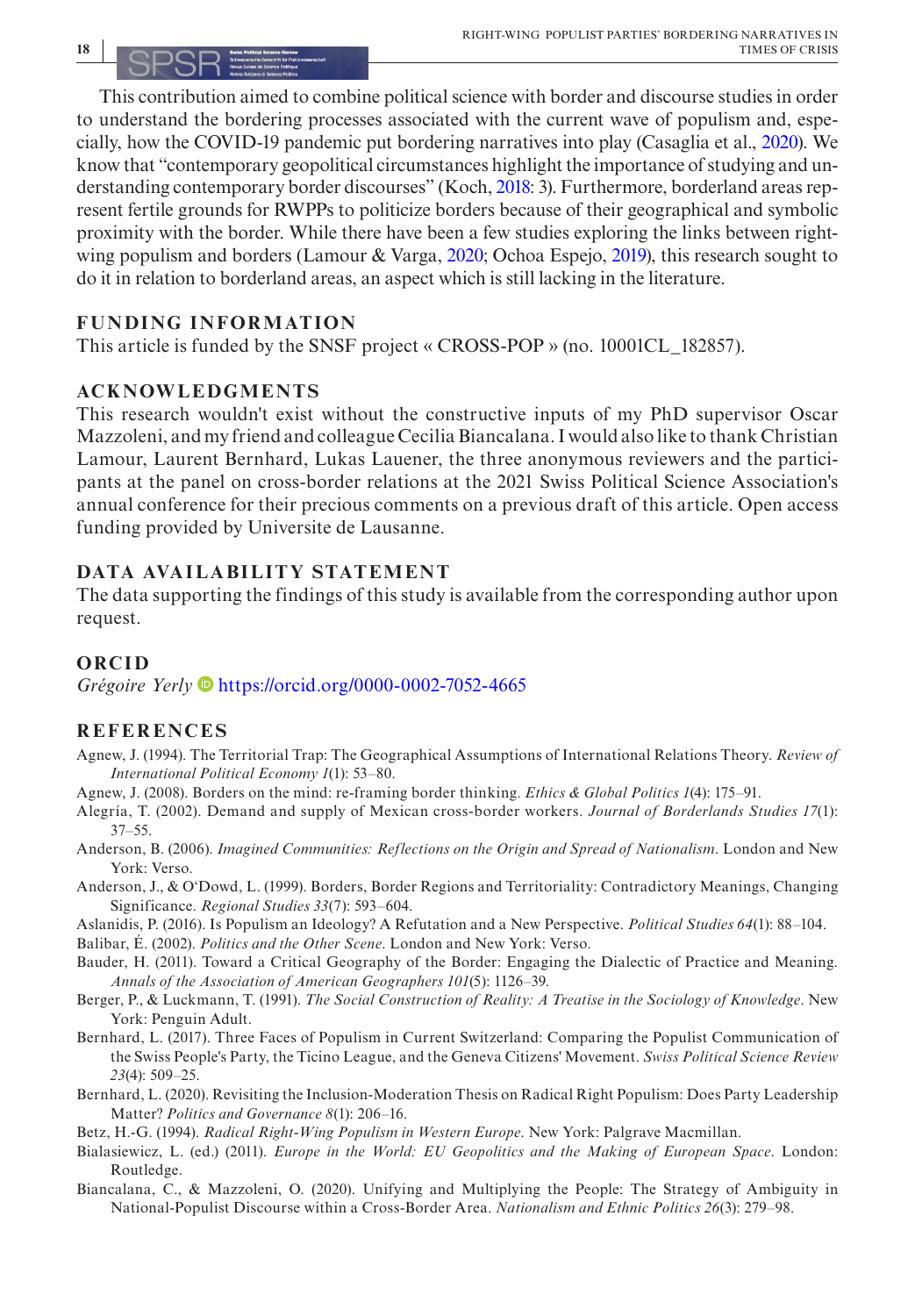This contribution aimed to combine political science with border and discourse studies in order to understand the bordering processes associated with the current wave of populism and, especially, how the COVID-19 pandemic put bordering narratives into play (Casaglia et al., 2020). We know that "contemporary geopolitical circumstances highlight the importance of studying and understanding contemporary border discourses" (Koch, 2018: 3). Furthermore, borderland areas represent fertile grounds for RWPPs to politicize borders because of their geographical and symbolic proximity with the border. While there have been a few studies exploring the links between right-wing populism and borders (Lamour & Varga, 2020; Ochoa Espejo, 2019), this research sought to do it in relation to borderland areas, an aspect which is still lacking in the literature.

## FUNDING INFORMATION

This article is funded by the SNSF project « CROSS-POP » (no. 10001CL_182857).

## ACKNOWLEDGMENTS

This research wouldn't exist without the constructive inputs of my PhD supervisor Oscar Mazzoleni, and my friend and colleague Cecilia Biancalana. I would also like to thank Christian Lamour, Laurent Bernhard, Lukas Lauener, the three anonymous reviewers and the participants at the panel on cross-border relations at the 2021 Swiss Political Science Association's annual conference for their precious comments on a previous draft of this article. Open access funding provided by Universite de Lausanne.

## DATA AVAILABILITY STATEMENT

The data supporting the findings of this study is available from the corresponding author upon request.

## ORCID

*Grégoire Yerly* https://orcid.org/0000-0002-7052-4665

## REFERENCES

Agnew, J. (1994). The Territorial Trap: The Geographical Assumptions of International Relations Theory. *Review of International Political Economy 1*(1): 53–80.

Agnew, J. (2008). Borders on the mind: re-framing border thinking. *Ethics & Global Politics 1*(4): 175–91.

Alegría, T. (2002). Demand and supply of Mexican cross-border workers. *Journal of Borderlands Studies 17*(1): 37–55.

Anderson, B. (2006). *Imagined Communities: Reflections on the Origin and Spread of Nationalism*. London and New York: Verso.

Anderson, J., & O'Dowd, L. (1999). Borders, Border Regions and Territoriality: Contradictory Meanings, Changing Significance. *Regional Studies 33*(7): 593–604.

Aslanidis, P. (2016). Is Populism an Ideology? A Refutation and a New Perspective. *Political Studies 64*(1): 88–104.

Balibar, É. (2002). *Politics and the Other Scene*. London and New York: Verso.

Bauder, H. (2011). Toward a Critical Geography of the Border: Engaging the Dialectic of Practice and Meaning. *Annals of the Association of American Geographers 101*(5): 1126–39.

Berger, P., & Luckmann, T. (1991). *The Social Construction of Reality: A Treatise in the Sociology of Knowledge*. New York: Penguin Adult.

Bernhard, L. (2017). Three Faces of Populism in Current Switzerland: Comparing the Populist Communication of the Swiss People's Party, the Ticino League, and the Geneva Citizens' Movement. *Swiss Political Science Review 23*(4): 509–25.

Bernhard, L. (2020). Revisiting the Inclusion-Moderation Thesis on Radical Right Populism: Does Party Leadership Matter? *Politics and Governance 8*(1): 206–16.

Betz, H.-G. (1994). *Radical Right-Wing Populism in Western Europe*. New York: Palgrave Macmillan.

Bialasiewicz, L. (ed.) (2011). *Europe in the World: EU Geopolitics and the Making of European Space*. London: Routledge.

Biancalana, C., & Mazzoleni, O. (2020). Unifying and Multiplying the People: The Strategy of Ambiguity in National-Populist Discourse within a Cross-Border Area. *Nationalism and Ethnic Politics 26*(3): 279–98.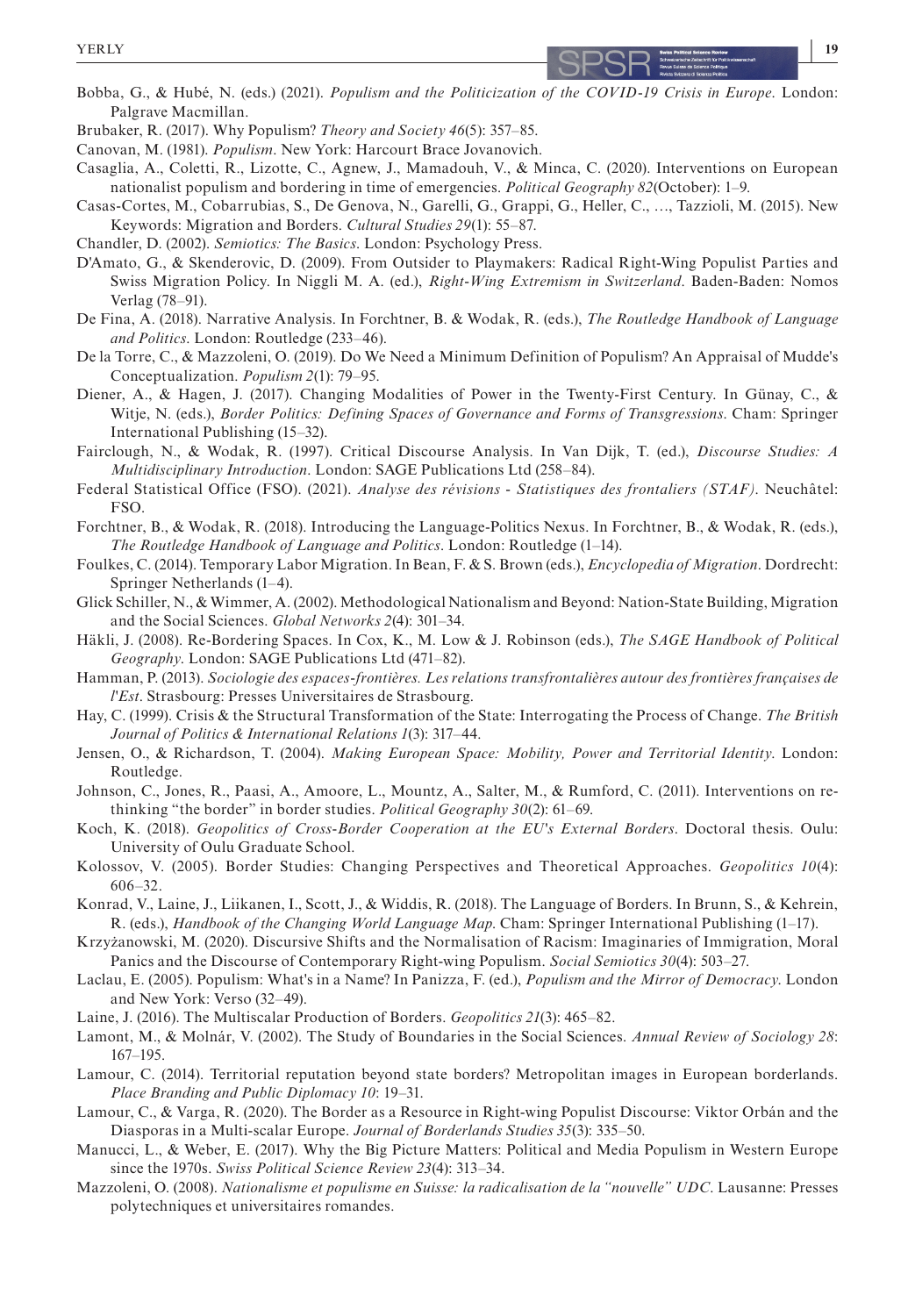Bobba, G., & Hubé, N. (eds.) (2021). *Populism and the Politicization of the COVID-19 Crisis in Europe*. London: Palgrave Macmillan.

Brubaker, R. (2017). Why Populism? *Theory and Society 46*(5): 357–85.

Canovan, M. (1981). *Populism*. New York: Harcourt Brace Jovanovich.

Casaglia, A., Coletti, R., Lizotte, C., Agnew, J., Mamadouh, V., & Minca, C. (2020). Interventions on European nationalist populism and bordering in time of emergencies. *Political Geography 82*(October): 1–9.

Casas-Cortes, M., Cobarrubias, S., De Genova, N., Garelli, G., Grappi, G., Heller, C., …, Tazzioli, M. (2015). New Keywords: Migration and Borders. *Cultural Studies 29*(1): 55–87.

Chandler, D. (2002). *Semiotics: The Basics*. London: Psychology Press.

D'Amato, G., & Skenderovic, D. (2009). From Outsider to Playmakers: Radical Right-Wing Populist Parties and Swiss Migration Policy. In Niggli M. A. (ed.), *Right-Wing Extremism in Switzerland*. Baden-Baden: Nomos Verlag (78–91).

De Fina, A. (2018). Narrative Analysis. In Forchtner, B. & Wodak, R. (eds.), *The Routledge Handbook of Language and Politics*. London: Routledge (233–46).

De la Torre, C., & Mazzoleni, O. (2019). Do We Need a Minimum Definition of Populism? An Appraisal of Mudde's Conceptualization. *Populism 2*(1): 79–95.

Diener, A., & Hagen, J. (2017). Changing Modalities of Power in the Twenty-First Century. In Günay, C., & Witje, N. (eds.), *Border Politics: Defining Spaces of Governance and Forms of Transgressions*. Cham: Springer International Publishing (15–32).

Fairclough, N., & Wodak, R. (1997). Critical Discourse Analysis. In Van Dijk, T. (ed.), *Discourse Studies: A Multidisciplinary Introduction*. London: SAGE Publications Ltd (258–84).

Federal Statistical Office (FSO). (2021). *Analyse des révisions - Statistiques des frontaliers (STAF)*. Neuchâtel: FSO.

Forchtner, B., & Wodak, R. (2018). Introducing the Language-Politics Nexus. In Forchtner, B., & Wodak, R. (eds.), *The Routledge Handbook of Language and Politics*. London: Routledge (1–14).

Foulkes, C. (2014). Temporary Labor Migration. In Bean, F. & S. Brown (eds.), *Encyclopedia of Migration*. Dordrecht: Springer Netherlands (1–4).

Glick Schiller, N., & Wimmer, A. (2002). Methodological Nationalism and Beyond: Nation-State Building, Migration and the Social Sciences. *Global Networks 2*(4): 301–34.

Häkli, J. (2008). Re-Bordering Spaces. In Cox, K., M. Low & J. Robinson (eds.), *The SAGE Handbook of Political Geography*. London: SAGE Publications Ltd (471–82).

Hamman, P. (2013). *Sociologie des espaces-frontières. Les relations transfrontalières autour des frontières françaises de l'Est*. Strasbourg: Presses Universitaires de Strasbourg.

Hay, C. (1999). Crisis & the Structural Transformation of the State: Interrogating the Process of Change. *The British Journal of Politics & International Relations 1*(3): 317–44.

Jensen, O., & Richardson, T. (2004). *Making European Space: Mobility, Power and Territorial Identity*. London: Routledge.

Johnson, C., Jones, R., Paasi, A., Amoore, L., Mountz, A., Salter, M., & Rumford, C. (2011). Interventions on rethinking "the border" in border studies. *Political Geography 30*(2): 61–69.

Koch, K. (2018). *Geopolitics of Cross-Border Cooperation at the EU's External Borders*. Doctoral thesis. Oulu: University of Oulu Graduate School.

Kolossov, V. (2005). Border Studies: Changing Perspectives and Theoretical Approaches. *Geopolitics 10*(4): 606–32.

Konrad, V., Laine, J., Liikanen, I., Scott, J., & Widdis, R. (2018). The Language of Borders. In Brunn, S., & Kehrein, R. (eds.), *Handbook of the Changing World Language Map*. Cham: Springer International Publishing (1–17).

Krzyżanowski, M. (2020). Discursive Shifts and the Normalisation of Racism: Imaginaries of Immigration, Moral Panics and the Discourse of Contemporary Right-wing Populism. *Social Semiotics 30*(4): 503–27.

Laclau, E. (2005). Populism: What's in a Name? In Panizza, F. (ed.), *Populism and the Mirror of Democracy*. London and New York: Verso (32–49).

Laine, J. (2016). The Multiscalar Production of Borders. *Geopolitics 21*(3): 465–82.

Lamont, M., & Molnár, V. (2002). The Study of Boundaries in the Social Sciences. *Annual Review of Sociology 28*: 167–195.

Lamour, C. (2014). Territorial reputation beyond state borders? Metropolitan images in European borderlands. *Place Branding and Public Diplomacy 10*: 19–31.

Lamour, C., & Varga, R. (2020). The Border as a Resource in Right-wing Populist Discourse: Viktor Orbán and the Diasporas in a Multi-scalar Europe. *Journal of Borderlands Studies 35*(3): 335–50.

Manucci, L., & Weber, E. (2017). Why the Big Picture Matters: Political and Media Populism in Western Europe since the 1970s. *Swiss Political Science Review 23*(4): 313–34.

Mazzoleni, O. (2008). *Nationalisme et populisme en Suisse: la radicalisation de la "nouvelle" UDC*. Lausanne: Presses polytechniques et universitaires romandes.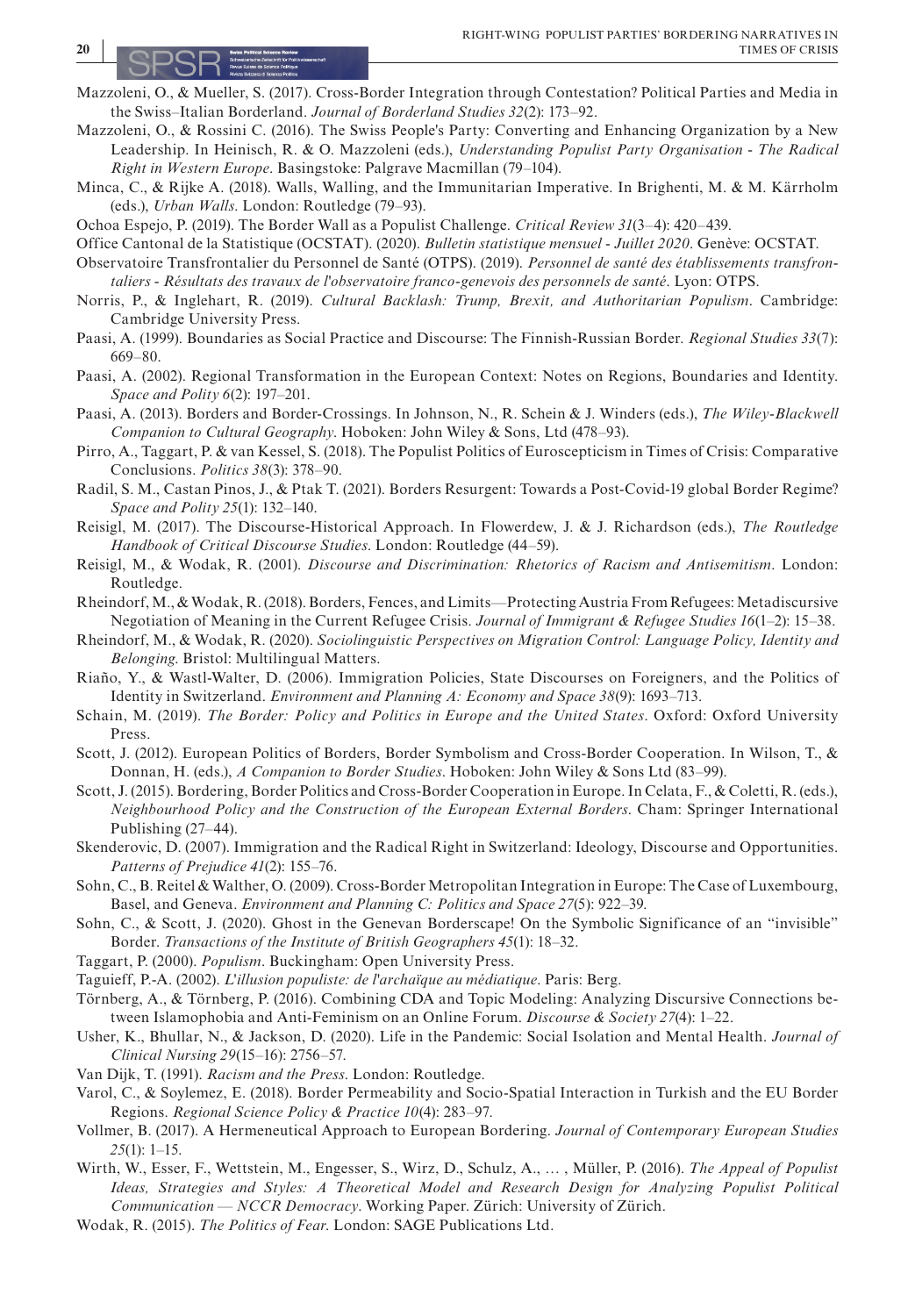Mazzoleni, O., & Mueller, S. (2017). Cross-Border Integration through Contestation? Political Parties and Media in the Swiss–Italian Borderland. *Journal of Borderland Studies 32*(2): 173–92.

Mazzoleni, O., & Rossini C. (2016). The Swiss People's Party: Converting and Enhancing Organization by a New Leadership. In Heinisch, R. & O. Mazzoleni (eds.), *Understanding Populist Party Organisation - The Radical Right in Western Europe*. Basingstoke: Palgrave Macmillan (79–104).

Minca, C., & Rijke A. (2018). Walls, Walling, and the Immunitarian Imperative. In Brighenti, M. & M. Kärrholm (eds.), *Urban Walls*. London: Routledge (79–93).

Ochoa Espejo, P. (2019). The Border Wall as a Populist Challenge. *Critical Review 31*(3–4): 420–439.

Office Cantonal de la Statistique (OCSTAT). (2020). *Bulletin statistique mensuel - Juillet 2020*. Genève: OCSTAT.

Observatoire Transfrontalier du Personnel de Santé (OTPS). (2019). *Personnel de santé des établissements transfrontaliers - Résultats des travaux de l'observatoire franco-genevois des personnels de santé*. Lyon: OTPS.

Norris, P., & Inglehart, R. (2019). *Cultural Backlash: Trump, Brexit, and Authoritarian Populism*. Cambridge: Cambridge University Press.

Paasi, A. (1999). Boundaries as Social Practice and Discourse: The Finnish-Russian Border. *Regional Studies 33*(7): 669–80.

Paasi, A. (2002). Regional Transformation in the European Context: Notes on Regions, Boundaries and Identity. *Space and Polity 6*(2): 197–201.

Paasi, A. (2013). Borders and Border-Crossings. In Johnson, N., R. Schein & J. Winders (eds.), *The Wiley-Blackwell Companion to Cultural Geography*. Hoboken: John Wiley & Sons, Ltd (478–93).

Pirro, A., Taggart, P. & van Kessel, S. (2018). The Populist Politics of Euroscepticism in Times of Crisis: Comparative Conclusions. *Politics 38*(3): 378–90.

Radil, S. M., Castan Pinos, J., & Ptak T. (2021). Borders Resurgent: Towards a Post-Covid-19 global Border Regime? *Space and Polity 25*(1): 132–140.

Reisigl, M. (2017). The Discourse-Historical Approach. In Flowerdew, J. & J. Richardson (eds.), *The Routledge Handbook of Critical Discourse Studies*. London: Routledge (44–59).

Reisigl, M., & Wodak, R. (2001). *Discourse and Discrimination: Rhetorics of Racism and Antisemitism*. London: Routledge.

Rheindorf, M., & Wodak, R. (2018). Borders, Fences, and Limits—Protecting Austria From Refugees: Metadiscursive Negotiation of Meaning in the Current Refugee Crisis. *Journal of Immigrant & Refugee Studies 16*(1–2): 15–38.

Rheindorf, M., & Wodak, R. (2020). *Sociolinguistic Perspectives on Migration Control: Language Policy, Identity and Belonging*. Bristol: Multilingual Matters.

Riaño, Y., & Wastl-Walter, D. (2006). Immigration Policies, State Discourses on Foreigners, and the Politics of Identity in Switzerland. *Environment and Planning A: Economy and Space 38*(9): 1693–713.

Schain, M. (2019). *The Border: Policy and Politics in Europe and the United States*. Oxford: Oxford University Press.

Scott, J. (2012). European Politics of Borders, Border Symbolism and Cross-Border Cooperation. In Wilson, T., & Donnan, H. (eds.), *A Companion to Border Studies*. Hoboken: John Wiley & Sons Ltd (83–99).

Scott, J. (2015). Bordering, Border Politics and Cross-Border Cooperation in Europe. In Celata, F., & Coletti, R. (eds.), *Neighbourhood Policy and the Construction of the European External Borders*. Cham: Springer International Publishing (27–44).

Skenderovic, D. (2007). Immigration and the Radical Right in Switzerland: Ideology, Discourse and Opportunities. *Patterns of Prejudice 41*(2): 155–76.

Sohn, C., B. Reitel & Walther, O. (2009). Cross-Border Metropolitan Integration in Europe: The Case of Luxembourg, Basel, and Geneva. *Environment and Planning C: Politics and Space 27*(5): 922–39.

Sohn, C., & Scott, J. (2020). Ghost in the Genevan Borderscape! On the Symbolic Significance of an "invisible" Border. *Transactions of the Institute of British Geographers 45*(1): 18–32.

Taggart, P. (2000). *Populism*. Buckingham: Open University Press.

Taguieff, P.-A. (2002). *L'illusion populiste: de l'archaïque au médiatique*. Paris: Berg.

Törnberg, A., & Törnberg, P. (2016). Combining CDA and Topic Modeling: Analyzing Discursive Connections between Islamophobia and Anti-Feminism on an Online Forum. *Discourse & Society 27*(4): 1–22.

Usher, K., Bhullar, N., & Jackson, D. (2020). Life in the Pandemic: Social Isolation and Mental Health. *Journal of Clinical Nursing 29*(15–16): 2756–57.

Van Dijk, T. (1991). *Racism and the Press*. London: Routledge.

Varol, C., & Soylemez, E. (2018). Border Permeability and Socio-Spatial Interaction in Turkish and the EU Border Regions. *Regional Science Policy & Practice 10*(4): 283–97.

Vollmer, B. (2017). A Hermeneutical Approach to European Bordering. *Journal of Contemporary European Studies 25*(1): 1–15.

Wirth, W., Esser, F., Wettstein, M., Engesser, S., Wirz, D., Schulz, A., … , Müller, P. (2016). *The Appeal of Populist Ideas, Strategies and Styles: A Theoretical Model and Research Design for Analyzing Populist Political Communication — NCCR Democracy*. Working Paper. Zürich: University of Zürich.

Wodak, R. (2015). *The Politics of Fear*. London: SAGE Publications Ltd.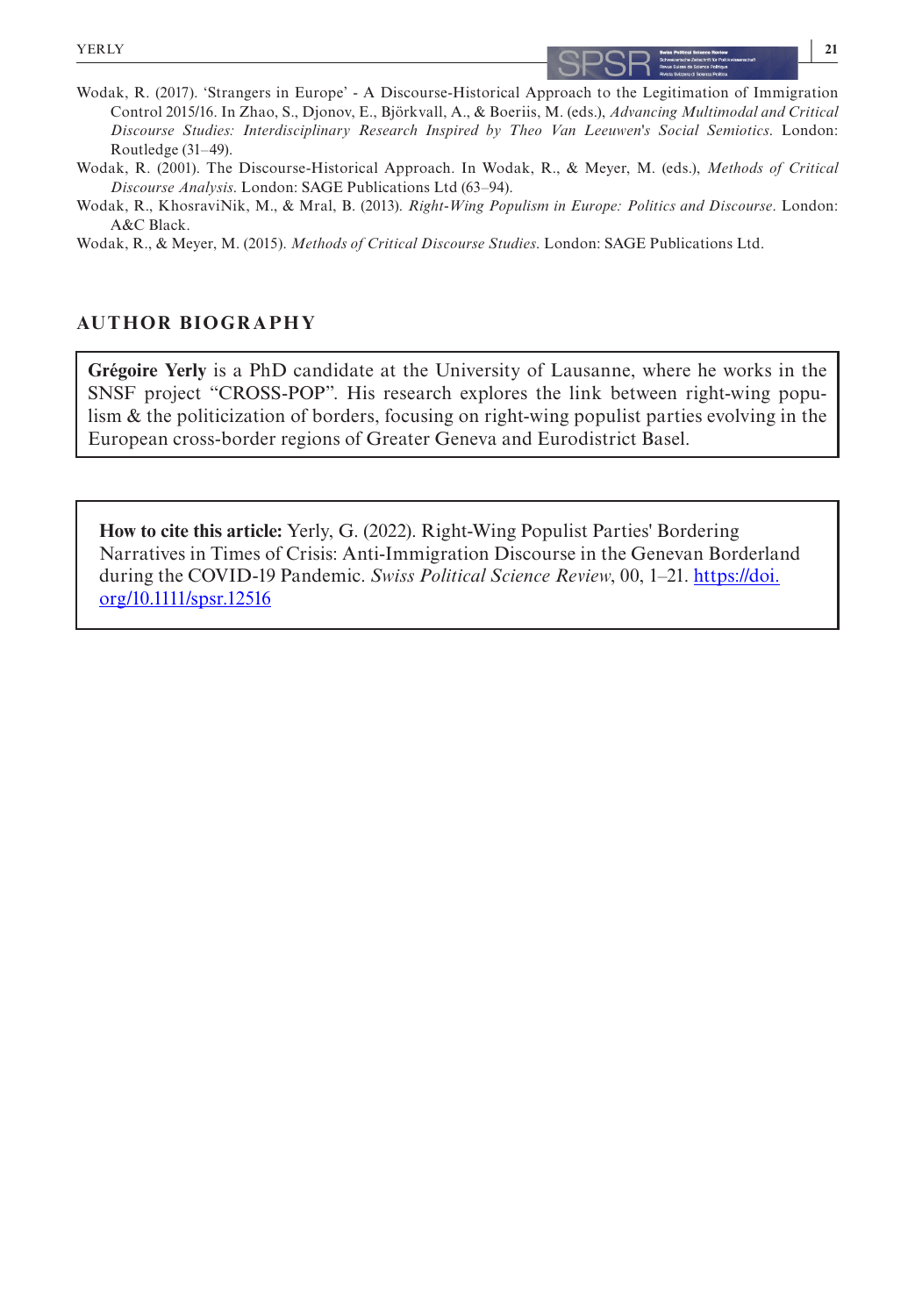Wodak, R. (2017). 'Strangers in Europe' - A Discourse-Historical Approach to the Legitimation of Immigration Control 2015/16. In Zhao, S., Djonov, E., Björkvall, A., & Boeriis, M. (eds.), *Advancing Multimodal and Critical Discourse Studies: Interdisciplinary Research Inspired by Theo Van Leeuwen's Social Semiotics*. London: Routledge (31–49).

Wodak, R. (2001). The Discourse-Historical Approach. In Wodak, R., & Meyer, M. (eds.), *Methods of Critical Discourse Analysis*. London: SAGE Publications Ltd (63–94).

Wodak, R., KhosraviNik, M., & Mral, B. (2013). *Right-Wing Populism in Europe: Politics and Discourse*. London: A&C Black.

Wodak, R., & Meyer, M. (2015). *Methods of Critical Discourse Studies*. London: SAGE Publications Ltd.

## AUTHOR BIOGRAPHY

**Grégoire Yerly** is a PhD candidate at the University of Lausanne, where he works in the SNSF project "CROSS-POP". His research explores the link between right-wing populism & the politicization of borders, focusing on right-wing populist parties evolving in the European cross-border regions of Greater Geneva and Eurodistrict Basel.

**How to cite this article:** Yerly, G. (2022). Right-Wing Populist Parties' Bordering Narratives in Times of Crisis: Anti-Immigration Discourse in the Genevan Borderland during the COVID-19 Pandemic. *Swiss Political Science Review*, 00, 1–21. https://doi.org/10.1111/spsr.12516